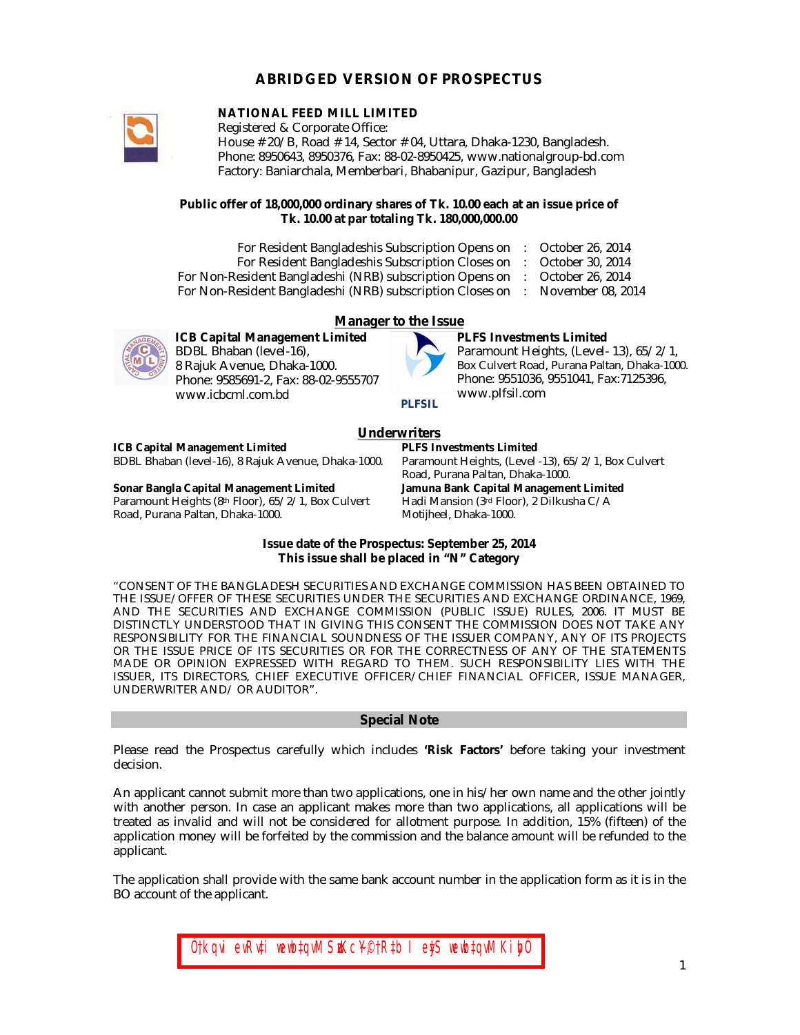# ABRIDGED VERSION OF PROSPECTUS

## NATIONAL FEED MILL LIMITED

Registered & Corporate Office:
House # 20/B, Road # 14, Sector # 04, Uttara, Dhaka-1230, Bangladesh.
Phone: 8950643, 8950376, Fax: 88-02-8950425, www.nationalgroup-bd.com
Factory: Baniarchala, Memberbari, Bhabanipur, Gazipur, Bangladesh

**Public offer of 18,000,000 ordinary shares of Tk. 10.00 each at an issue price of Tk. 10.00 at par totaling Tk. 180,000,000.00**

| | | |
|---|---|---|
| For Resident Bangladeshis Subscription Opens on | : | October 26, 2014 |
| For Resident Bangladeshis Subscription Closes on | : | October 30, 2014 |
| For Non-Resident Bangladeshi (NRB) subscription Opens on | : | October 26, 2014 |
| For Non-Resident Bangladeshi (NRB) subscription Closes on | : | November 08, 2014 |

## Manager to the Issue

**ICB Capital Management Limited**
BDBL Bhaban (level-16),
8 Rajuk Avenue, Dhaka-1000.
Phone: 9585691-2, Fax: 88-02-9555707
www.icbcml.com.bd

**PLFS Investments Limited**
Paramount Heights, (Level- 13), 65/2/1,
Box Culvert Road, Purana Paltan, Dhaka-1000.
Phone: 9551036, 9551041, Fax:7125396,
www.plfsil.com

## Underwriters

**ICB Capital Management Limited**
BDBL Bhaban (level-16), 8 Rajuk Avenue, Dhaka-1000.

**PLFS Investments Limited**
Paramount Heights, (Level -13), 65/2/1, Box Culvert Road, Purana Paltan, Dhaka-1000.

**Sonar Bangla Capital Management Limited**
Paramount Heights (8th Floor), 65/2/1, Box Culvert Road, Purana Paltan, Dhaka-1000.

**Jamuna Bank Capital Management Limited**
Hadi Mansion (3rd Floor), 2 Dilkusha C/A Motijheel, Dhaka-1000.

**Issue date of the Prospectus: September 25, 2014**
**This issue shall be placed in "N" Category**

"CONSENT OF THE BANGLADESH SECURITIES AND EXCHANGE COMMISSION HAS BEEN OBTAINED TO THE ISSUE/OFFER OF THESE SECURITIES UNDER THE SECURITIES AND EXCHANGE ORDINANCE, 1969, AND THE SECURITIES AND EXCHANGE COMMISSION (PUBLIC ISSUE) RULES, 2006. IT MUST BE DISTINCTLY UNDERSTOOD THAT IN GIVING THIS CONSENT THE COMMISSION DOES NOT TAKE ANY RESPONSIBILITY FOR THE FINANCIAL SOUNDNESS OF THE ISSUER COMPANY, ANY OF ITS PROJECTS OR THE ISSUE PRICE OF ITS SECURITIES OR FOR THE CORRECTNESS OF ANY OF THE STATEMENTS MADE OR OPINION EXPRESSED WITH REGARD TO THEM. SUCH RESPONSIBILITY LIES WITH THE ISSUER, ITS DIRECTORS, CHIEF EXECUTIVE OFFICER/CHIEF FINANCIAL OFFICER, ISSUE MANAGER, UNDERWRITER AND/ OR AUDITOR".

## Special Note

Please read the Prospectus carefully which includes **'Risk Factors'** before taking your investment decision.

An applicant cannot submit more than two applications, one in his/her own name and the other jointly with another person. In case an applicant makes more than two applications, all applications will be treated as invalid and will not be considered for allotment purpose. In addition, 15% (fifteen) of the application money will be forfeited by the commission and the balance amount will be refunded to the applicant.

The application shall provide with the same bank account number in the application form as it is in the BO account of the applicant.

"†kqvi evRv‡i wewb‡qvM SzuwKc~Y©, †R‡b I ey‡S wewb‡qvM Kiæb"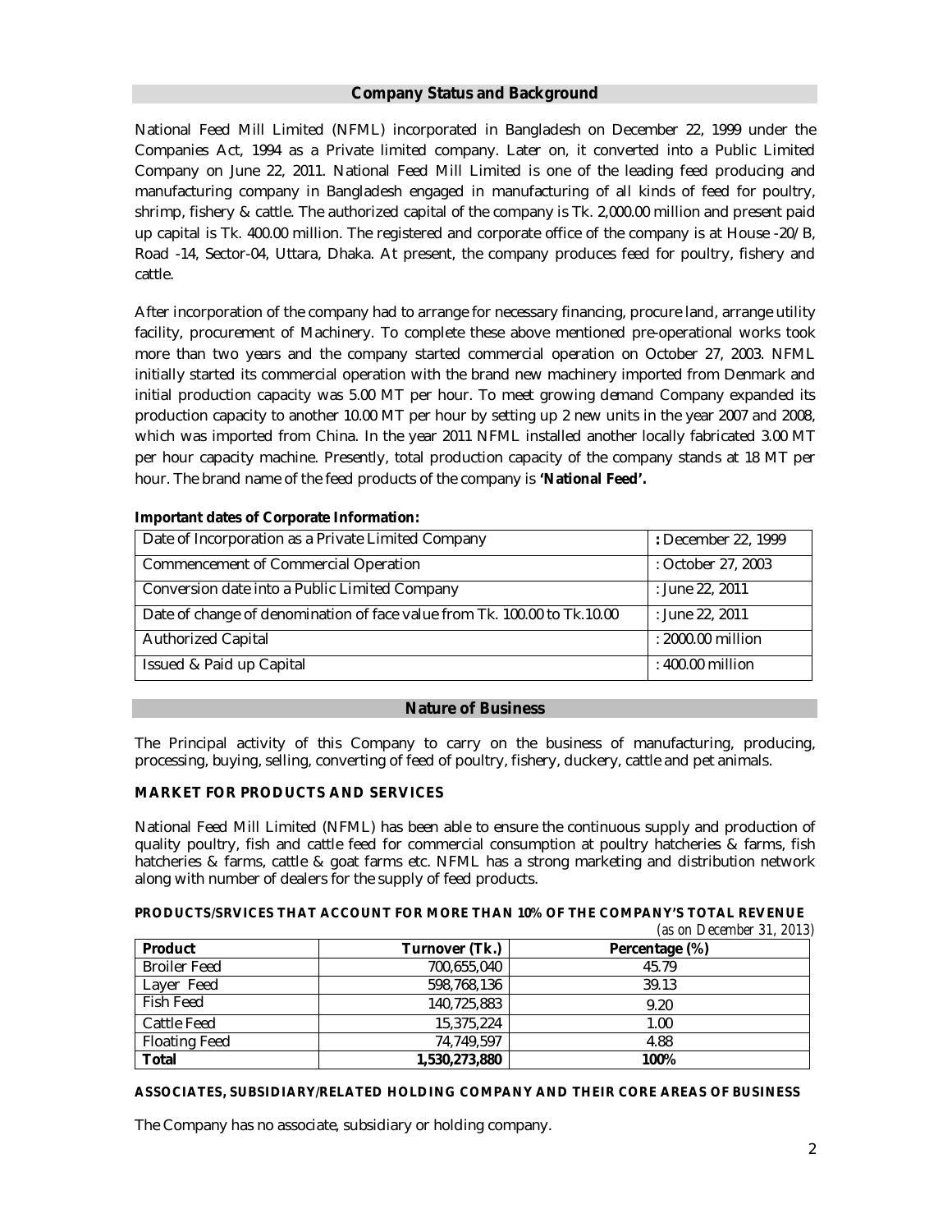## Company Status and Background

National Feed Mill Limited (NFML) incorporated in Bangladesh on December 22, 1999 under the Companies Act, 1994 as a Private limited company. Later on, it converted into a Public Limited Company on June 22, 2011. National Feed Mill Limited is one of the leading feed producing and manufacturing company in Bangladesh engaged in manufacturing of all kinds of feed for poultry, shrimp, fishery & cattle. The authorized capital of the company is Tk. 2,000.00 million and present paid up capital is Tk. 400.00 million. The registered and corporate office of the company is at House -20/B, Road -14, Sector-04, Uttara, Dhaka. At present, the company produces feed for poultry, fishery and cattle.

After incorporation of the company had to arrange for necessary financing, procure land, arrange utility facility, procurement of Machinery. To complete these above mentioned pre-operational works took more than two years and the company started commercial operation on October 27, 2003. NFML initially started its commercial operation with the brand new machinery imported from Denmark and initial production capacity was 5.00 MT per hour. To meet growing demand Company expanded its production capacity to another 10.00 MT per hour by setting up 2 new units in the year 2007 and 2008, which was imported from China. In the year 2011 NFML installed another locally fabricated 3.00 MT per hour capacity machine. Presently, total production capacity of the company stands at 18 MT per hour. The brand name of the feed products of the company is **'National Feed'.**

**Important dates of Corporate Information:**

| | |
|---|---|
| Date of Incorporation as a Private Limited Company | **:** December 22, 1999 |
| Commencement of Commercial Operation | : October 27, 2003 |
| Conversion date into a Public Limited Company | : June 22, 2011 |
| Date of change of denomination of face value from Tk. 100.00 to Tk.10.00 | : June 22, 2011 |
| Authorized Capital | : 2000.00 million |
| Issued & Paid up Capital | : 400.00 million |

## Nature of Business

The Principal activity of this Company to carry on the business of manufacturing, producing, processing, buying, selling, converting of feed of poultry, fishery, duckery, cattle and pet animals.

### MARKET FOR PRODUCTS AND SERVICES

National Feed Mill Limited (NFML) has been able to ensure the continuous supply and production of quality poultry, fish and cattle feed for commercial consumption at poultry hatcheries & farms, fish hatcheries & farms, cattle & goat farms etc. NFML has a strong marketing and distribution network along with number of dealers for the supply of feed products.

### PRODUCTS/SRVICES THAT ACCOUNT FOR MORE THAN 10% OF THE COMPANY'S TOTAL REVENUE

*(as on December 31, 2013)*

| Product | Turnover (Tk.) | Percentage (%) |
|---|---|---|
| Broiler Feed | 700,655,040 | 45.79 |
| Layer Feed | 598,768,136 | 39.13 |
| Fish Feed | 140,725,883 | 9.20 |
| Cattle Feed | 15,375,224 | 1.00 |
| Floating Feed | 74,749,597 | 4.88 |
| **Total** | **1,530,273,880** | **100%** |

### ASSOCIATES, SUBSIDIARY/RELATED HOLDING COMPANY AND THEIR CORE AREAS OF BUSINESS

The Company has no associate, subsidiary or holding company.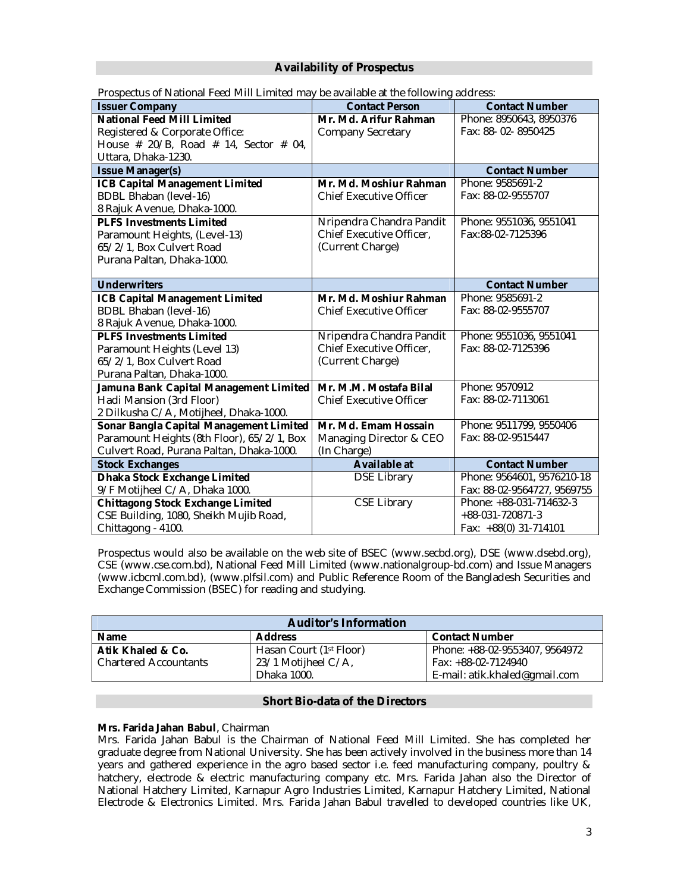## Availability of Prospectus

Prospectus of National Feed Mill Limited may be available at the following address:

| Issuer Company | Contact Person | Contact Number |
|---|---|---|
| **National Feed Mill Limited**<br>Registered & Corporate Office:<br>House # 20/B, Road # 14, Sector # 04, Uttara, Dhaka-1230. | **Mr. Md. Arifur Rahman**<br>Company Secretary | Phone: 8950643, 8950376<br>Fax: 88- 02- 8950425 |
| **Issue Manager(s)** | | **Contact Number** |
| **ICB Capital Management Limited**<br>BDBL Bhaban (level-16)<br>8 Rajuk Avenue, Dhaka-1000. | **Mr. Md. Moshiur Rahman**<br>Chief Executive Officer | Phone: 9585691-2<br>Fax: 88-02-9555707 |
| **PLFS Investments Limited**<br>Paramount Heights, (Level-13)<br>65/2/1, Box Culvert Road<br>Purana Paltan, Dhaka-1000. | Nripendra Chandra Pandit<br>Chief Executive Officer, (Current Charge) | Phone: 9551036, 9551041<br>Fax:88-02-7125396 |
| **Underwriters** | | **Contact Number** |
| **ICB Capital Management Limited**<br>BDBL Bhaban (level-16)<br>8 Rajuk Avenue, Dhaka-1000. | **Mr. Md. Moshiur Rahman**<br>Chief Executive Officer | Phone: 9585691-2<br>Fax: 88-02-9555707 |
| **PLFS Investments Limited**<br>Paramount Heights (Level 13)<br>65/2/1, Box Culvert Road<br>Purana Paltan, Dhaka-1000. | Nripendra Chandra Pandit<br>Chief Executive Officer, (Current Charge) | Phone: 9551036, 9551041<br>Fax: 88-02-7125396 |
| **Jamuna Bank Capital Management Limited**<br>Hadi Mansion (3rd Floor)<br>2 Dilkusha C/A, Motijheel, Dhaka-1000. | **Mr. M.M. Mostafa Bilal**<br>Chief Executive Officer | Phone: 9570912<br>Fax: 88-02-7113061 |
| **Sonar Bangla Capital Management Limited**<br>Paramount Heights (8th Floor), 65/2/1, Box Culvert Road, Purana Paltan, Dhaka-1000. | **Mr. Md. Emam Hossain**<br>Managing Director & CEO (In Charge) | Phone: 9511799, 9550406<br>Fax: 88-02-9515447 |
| **Stock Exchanges** | **Available at** | **Contact Number** |
| **Dhaka Stock Exchange Limited**<br>9/F Motijheel C/A, Dhaka 1000. | DSE Library | Phone: 9564601, 9576210-18<br>Fax: 88-02-9564727, 9569755 |
| **Chittagong Stock Exchange Limited**<br>CSE Building, 1080, Sheikh Mujib Road, Chittagong - 4100. | CSE Library | Phone: +88-031-714632-3<br>+88-031-720871-3<br>Fax: +88(0) 31-714101 |

Prospectus would also be available on the web site of BSEC (www.secbd.org), DSE (www.dsebd.org), CSE (www.cse.com.bd), National Feed Mill Limited (www.nationalgroup-bd.com) and Issue Managers (www.icbcml.com.bd), (www.plfsil.com) and Public Reference Room of the Bangladesh Securities and Exchange Commission (BSEC) for reading and studying.

| Auditor's Information | | |
|---|---|---|
| **Name** | **Address** | **Contact Number** |
| **Atik Khaled & Co.**<br>Chartered Accountants | Hasan Court (1st Floor)<br>23/1 Motijheel C/A,<br>Dhaka 1000. | Phone: +88-02-9553407, 9564972<br>Fax: +88-02-7124940<br>E-mail: atik.khaled@gmail.com |

## Short Bio-data of the Directors

**Mrs. Farida Jahan Babul**, Chairman

Mrs. Farida Jahan Babul is the Chairman of National Feed Mill Limited. She has completed her graduate degree from National University. She has been actively involved in the business more than 14 years and gathered experience in the agro based sector i.e. feed manufacturing company, poultry & hatchery, electrode & electric manufacturing company etc. Mrs. Farida Jahan also the Director of National Hatchery Limited, Karnapur Agro Industries Limited, Karnapur Hatchery Limited, National Electrode & Electronics Limited. Mrs. Farida Jahan Babul travelled to developed countries like UK,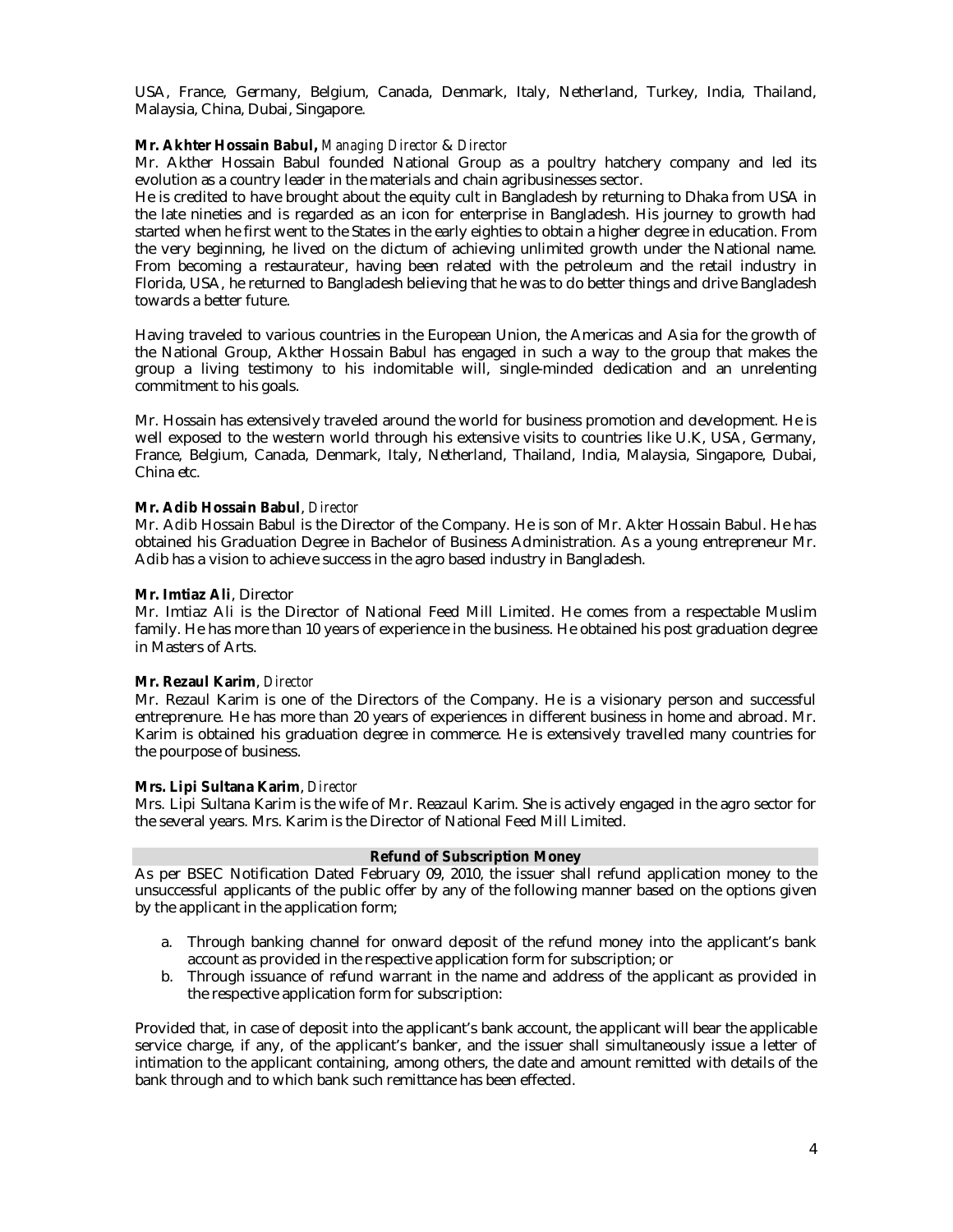USA, France, Germany, Belgium, Canada, Denmark, Italy, Netherland, Turkey, India, Thailand, Malaysia, China, Dubai, Singapore.

**Mr. Akhter Hossain Babul,** *Managing Director & Director*

Mr. Akther Hossain Babul founded National Group as a poultry hatchery company and led its evolution as a country leader in the materials and chain agribusinesses sector.

He is credited to have brought about the equity cult in Bangladesh by returning to Dhaka from USA in the late nineties and is regarded as an icon for enterprise in Bangladesh. His journey to growth had started when he first went to the States in the early eighties to obtain a higher degree in education. From the very beginning, he lived on the dictum of achieving unlimited growth under the National name. From becoming a restaurateur, having been related with the petroleum and the retail industry in Florida, USA, he returned to Bangladesh believing that he was to do better things and drive Bangladesh towards a better future.

Having traveled to various countries in the European Union, the Americas and Asia for the growth of the National Group, Akther Hossain Babul has engaged in such a way to the group that makes the group a living testimony to his indomitable will, single-minded dedication and an unrelenting commitment to his goals.

Mr. Hossain has extensively traveled around the world for business promotion and development. He is well exposed to the western world through his extensive visits to countries like U.K, USA, Germany, France, Belgium, Canada, Denmark, Italy, Netherland, Thailand, India, Malaysia, Singapore, Dubai, China etc.

**Mr. Adib Hossain Babul**, *Director*

Mr. Adib Hossain Babul is the Director of the Company. He is son of Mr. Akter Hossain Babul. He has obtained his Graduation Degree in Bachelor of Business Administration. As a young entrepreneur Mr. Adib has a vision to achieve success in the agro based industry in Bangladesh.

**Mr. Imtiaz Ali**, Director

Mr. Imtiaz Ali is the Director of National Feed Mill Limited. He comes from a respectable Muslim family. He has more than 10 years of experience in the business. He obtained his post graduation degree in Masters of Arts.

**Mr. Rezaul Karim**, *Director*

Mr. Rezaul Karim is one of the Directors of the Company. He is a visionary person and successful entreprenure. He has more than 20 years of experiences in different business in home and abroad. Mr. Karim is obtained his graduation degree in commerce. He is extensively travelled many countries for the pourpose of business.

**Mrs. Lipi Sultana Karim**, *Director*

Mrs. Lipi Sultana Karim is the wife of Mr. Reazaul Karim. She is actively engaged in the agro sector for the several years. Mrs. Karim is the Director of National Feed Mill Limited.

## Refund of Subscription Money

As per BSEC Notification Dated February 09, 2010, the issuer shall refund application money to the unsuccessful applicants of the public offer by any of the following manner based on the options given by the applicant in the application form;

a. Through banking channel for onward deposit of the refund money into the applicant's bank account as provided in the respective application form for subscription; or
b. Through issuance of refund warrant in the name and address of the applicant as provided in the respective application form for subscription:

Provided that, in case of deposit into the applicant's bank account, the applicant will bear the applicable service charge, if any, of the applicant's banker, and the issuer shall simultaneously issue a letter of intimation to the applicant containing, among others, the date and amount remitted with details of the bank through and to which bank such remittance has been effected.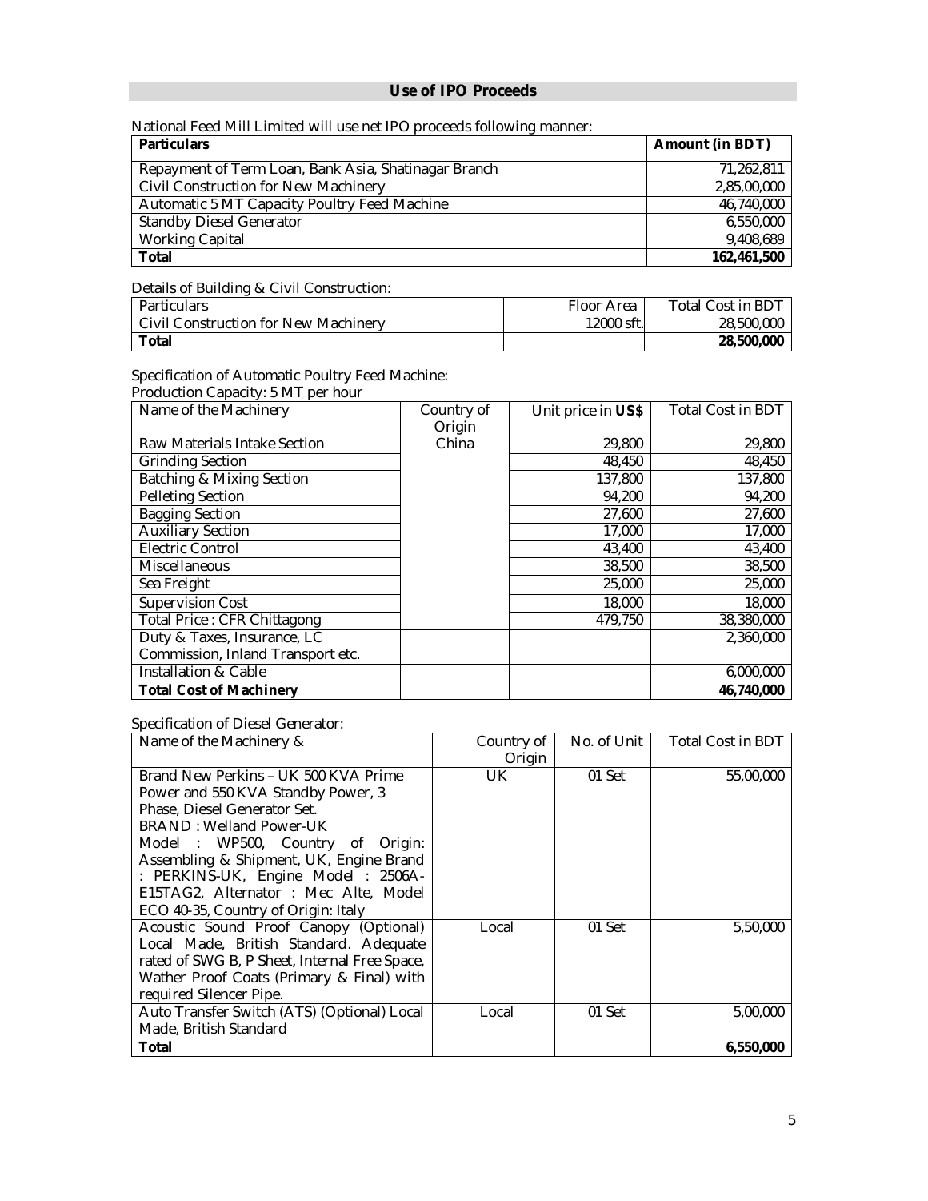## Use of IPO Proceeds

National Feed Mill Limited will use net IPO proceeds following manner:

| Particulars | Amount (in BDT) |
|---|---|
| Repayment of Term Loan, Bank Asia, Shatinagar Branch | 71,262,811 |
| Civil Construction for New Machinery | 2,85,00,000 |
| Automatic 5 MT Capacity Poultry Feed Machine | 46,740,000 |
| Standby Diesel Generator | 6,550,000 |
| Working Capital | 9,408,689 |
| **Total** | **162,461,500** |

Details of Building & Civil Construction:

| Particulars | Floor Area | Total Cost in BDT |
|---|---|---|
| Civil Construction for New Machinery | 12000 sft. | 28,500,000 |
| **Total** | | **28,500,000** |

Specification of Automatic Poultry Feed Machine:
Production Capacity: 5 MT per hour

| Name of the Machinery | Country of Origin | Unit price in **US$** | Total Cost in BDT |
|---|---|---|---|
| Raw Materials Intake Section | China | 29,800 | 29,800 |
| Grinding Section | | 48,450 | 48,450 |
| Batching & Mixing Section | | 137,800 | 137,800 |
| Pelleting Section | | 94,200 | 94,200 |
| Bagging Section | | 27,600 | 27,600 |
| Auxiliary Section | | 17,000 | 17,000 |
| Electric Control | | 43,400 | 43,400 |
| Miscellaneous | | 38,500 | 38,500 |
| Sea Freight | | 25,000 | 25,000 |
| Supervision Cost | | 18,000 | 18,000 |
| Total Price : CFR Chittagong | | 479,750 | 38,380,000 |
| Duty & Taxes, Insurance, LC Commission, Inland Transport etc. | | | 2,360,000 |
| Installation & Cable | | | 6,000,000 |
| **Total Cost of Machinery** | | | **46,740,000** |

Specification of Diesel Generator:

| Name of the Machinery & | Country of Origin | No. of Unit | Total Cost in BDT |
|---|---|---|---|
| Brand New Perkins – UK 500 KVA Prime Power and 550 KVA Standby Power, 3 Phase, Diesel Generator Set. BRAND : Welland Power-UK Model : WP500, Country of Origin: Assembling & Shipment, UK, Engine Brand : PERKINS-UK, Engine Model : 2506A-E15TAG2, Alternator : Mec Alte, Model ECO 40-35, Country of Origin: Italy | UK | 01 Set | 55,00,000 |
| Acoustic Sound Proof Canopy (Optional) Local Made, British Standard. Adequate rated of SWG B, P Sheet, Internal Free Space, Wather Proof Coats (Primary & Final) with required Silencer Pipe. | Local | 01 Set | 5,50,000 |
| Auto Transfer Switch (ATS) (Optional) Local Made, British Standard | Local | 01 Set | 5,00,000 |
| **Total** | | | **6,550,000** |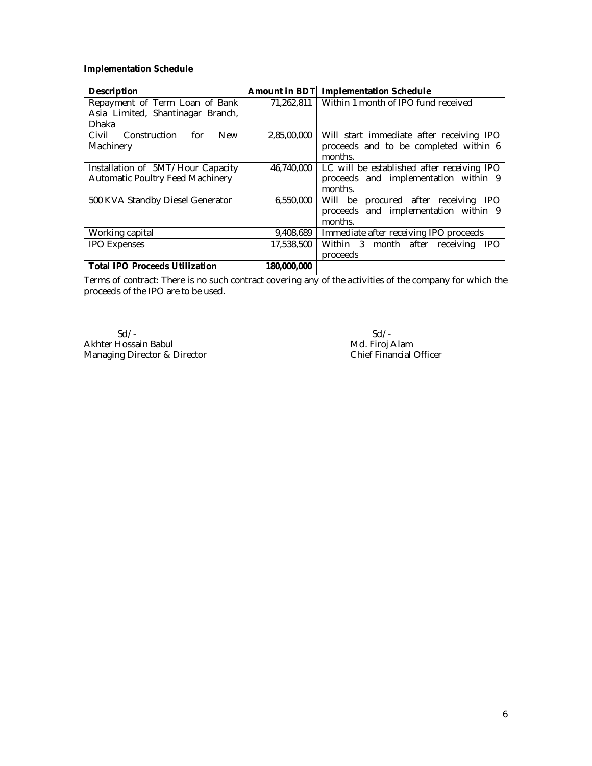**Implementation Schedule**

| **Description** | **Amount in BDT** | **Implementation Schedule** |
|---|---|---|
| Repayment of Term Loan of Bank Asia Limited, Shantinagar Branch, Dhaka | 71,262,811 | Within 1 month of IPO fund received |
| Civil Construction for New Machinery | 2,85,00,000 | Will start immediate after receiving IPO proceeds and to be completed within 6 months. |
| Installation of 5MT/Hour Capacity Automatic Poultry Feed Machinery | 46,740,000 | LC will be established after receiving IPO proceeds and implementation within 9 months. |
| 500 KVA Standby Diesel Generator | 6,550,000 | Will be procured after receiving IPO proceeds and implementation within 9 months. |
| Working capital | 9,408,689 | Immediate after receiving IPO proceeds |
| IPO Expenses | 17,538,500 | Within 3 month after receiving IPO proceeds |
| **Total IPO Proceeds Utilization** | **180,000,000** | |

Terms of contract: There is no such contract covering any of the activities of the company for which the proceeds of the IPO are to be used.

Sd/-
Akhter Hossain Babul
Managing Director & Director

Sd/-
Md. Firoj Alam
Chief Financial Officer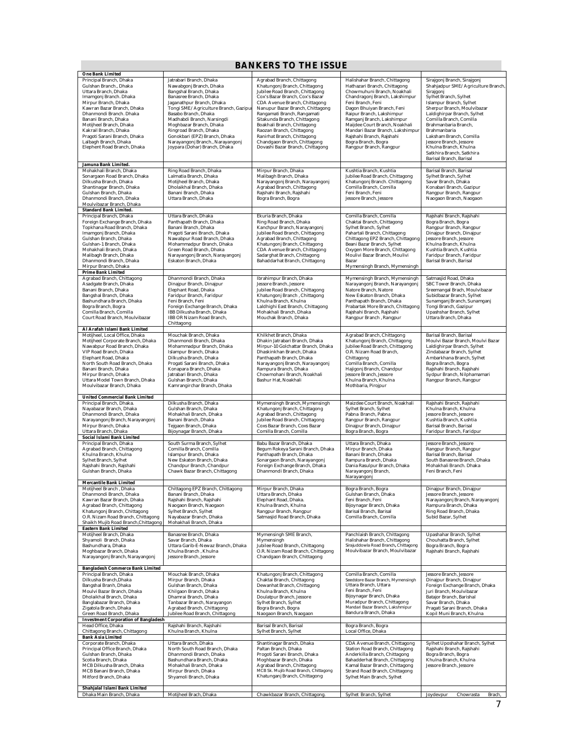# BANKERS TO THE ISSUE

| | | | | |
|---|---|---|---|---|
| **One Bank Limited** | | | | |
| Principal Branch, Dhaka<br>Gulshan Branch., Dhaka<br>Uttara Branch, Dhaka<br>Imamgonj Branch. Dhaka<br>Mirpur Branch, Dhaka<br>Kawran Bazar Branch, Dhaka<br>Dhanmondi Branch. Dhaka<br>Banani Branch, Dhaka<br>Motijheel Branch, Dhaka<br>Kakrail Branch, Dhaka<br>Pragoti Sarani Branch, Dhaka<br>Lalbagh Branch, Dhaka<br>Elephent Road Branch, Dhaka | Jatrabari Branch, Dhaka<br>Nawabgonj Branch, Dhaka<br>Bangshal Branch, Dhaka<br>Banasree Branch, Dhaka<br>Jaganathpur Branch, Dhaka<br>Tongi SME/Agriculture Branch, Gazipur<br>Basabo Branch, Dhaka<br>Madhabdi Branch, Narsingdi<br>Moghbazar Branch, Dhaka<br>Ringroad Branch, Dhaka<br>Gonokbari (EPZ) Branch, Dhaka<br>Narayangonj Branch., Narayangonj<br>Joypara (Dohar) Branch, Dhaka | Agrabad Branch, Chittagong<br>Khatungonj Branch, Chittagong<br>Jubilee Road Branch, Chittagong<br>Cox's Bazar Branch, Cox's Bazar<br>CDA Avenue Branch, Chittagong<br>Nanupur Bazar Branch, Chittagong<br>Rangamati Branch, Rangamati<br>Sitakunda Branch, Chittagong<br>Boakhali Branch, Chittagong<br>Raozan Branch, Chittagong<br>Ranirhat Branch, Chittagong<br>Chandgaon Branch, Chittagong<br>Dovashi Bazar Branch, Chittagong | Halishahar Branch, Chittagong<br>Hathazari Branch, Chittagong<br>Chowmuhuni Branch, Noakhali<br>Chandragonj Branch, Lakshimpur<br>Feni Branch, Feni<br>Dagon Bhuiyan Branch, Feni<br>Raipur Branch, Lakshimpur<br>Ramganj Branch, Lakshimpur<br>Maijdee Court Branch, Noakhali<br>Mandari Bazar Branch, Lakshimpur<br>Rajshahi Branch, Rajshahi<br>Bogra Branch, Bogra<br>Rangpur Branch, Rangpur | Sirajgonj Branch, Sirajgonj<br>Shahjadpur SME/Agriculture Branch, Sirajgonj<br>Sylhet Branch, Sylhet<br>Islampur Branch, Sylhet<br>Sherpur Branch, Moulvibazar<br>Laldighirpar Branch, Sylhet<br>Comilla Branch, Comilla<br>Brahmanbaria Branch, Brahmanbaria<br>Laksham Branch, Comilla<br>Jessore Branch, Jessore<br>Khulna Branch, Khulna<br>Satkhira Branch, Satkhira<br>Barisal Branch, Barisal |
| **Jamuna Bank Limited.** | | | | |
| Mohakhali Branch, Dhaka<br>Sonargaon Road Branch, Dhaka<br>Dilkusha Branch, Dhaka<br>Shantinagar Branch, Dhaka<br>Gulshan Branch, Dhaka<br>Dhanmondi Branch, Dhaka<br>Moulvibazar Branch, Dhaka | Ring Road Branch, Dhaka<br>Lalmatia Branch, Dhaka<br>Motijheel Branch, Dhaka<br>Dholaikhal Branch, Dhaka<br>Banani Branch, Dhaka<br>Uttara Branch, Dhaka | Mirpur Branch, Dhaka<br>Malibagh Branch, Dhaka<br>Narayangonj Branch, Narayangonj<br>Agrabad Branch, Chittagong<br>Rajshahi Branch, Rajshahi<br>Bogra Branch, Bogra | Kushtia Branch, Kushtia<br>Jubilee Road Branch, Chittagong<br>Khatungonj Branch. Chittagong<br>Comilla Branch, Comilla<br>Feni Branch, Feni<br>Jessore Branch, Jessore | Barisal Branch, Barisal<br>Sylhet Branch, Sylhet<br>Savar Branch, Dhaka<br>Konabari Branch, Gazipur<br>Rangpur Branch, Rangpur<br>Naogaon Branch, Naogaon |
| **Standard Bank Limited.** | | | | |
| Principal Branch, Dhaka<br>Foreign Exchange Branch, Dhaka<br>Topkhana Road Branch, Dhaka<br>Imamgonj Branch, Dhaka<br>Gulshan Branch, Dhaka<br>Gulshan-1 Branch, Dhaka<br>Mohakhali Branch, Dhaka<br>Malibagh Branch, Dhaka<br>Dhanmondi Branch, Dhaka<br>Mirpur Branch, Dhaka | Uttara Branch, Dhaka<br>Panthapath Branch, Dhaka<br>Banani Branch, Dhaka<br>Pragoti Sarani Branch, Dhaka<br>Nawabpur Road Branch, Dhaka<br>Mohammadpur Branch, Dhaka<br>Green Road Branch, Dhaka<br>Narayangonj Branch, Narayangonj<br>Eskaton Branch, Dhaka | Ekuria Branch, Dhaka<br>Ring Road Branch, Dhaka<br>Kanchpur Branch, Narayangonj<br>Jubilee Road Branch, Chittagong<br>Agrabad Branch, Chittagong<br>Khatungonj Branch, Chittagong<br>CDA Avenue Branch, Chittagong<br>Sadarghat Branch, Chittagong<br>Bahaddarhat Branch, Chittagong | Comilla Branch, Comilla<br>Chaktai Branch, Chittagong<br>Sylhet Branch, Sylhet<br>Pahartali Branch, Chittagong<br>Chittagong EPZ Branch, Chittagong<br>Beani Bazar Branch, Sylhet<br>Oxygen More Branch, Chittagong<br>Moulivi Bazar Branch, Moulivi Bazar<br>Mymensingh Branch, Mymensingh | Rajshahi Branch, Rajshahi<br>Bogra Branch, Bogra<br>Rangpur Branch, Rangpur<br>Dinajpur Branch, Dinajpur<br>Jessore Branch, Jessore<br>Khulna Branch, Khulna<br>Kushtia Branch, Kushtia<br>Faridpur Branch, Faridpur<br>Barisal Branch, Barisal |
| **Prime Bank Limited** | | | | |
| Agrabad Branch, Chittagong<br>Asadgate Branch, Dhaka<br>Banani Branch, Dhaka<br>Bangshal Branch, Dhaka<br>Bashundhara Branch, Dhaka<br>Bogra Branch, Bogra<br>Comilla Branch, Comilla<br>Court Road Branch, Moulvibazar | Dhanmondi Branch, Dhaka<br>Dinajpur Branch, Dinajpur<br>Elephant Road, Dhaka<br>Faridpur Branch, Faridpur<br>Feni Branch, Feni<br>Foreign Exchange Branch, Dhaka<br>IBB Dilkusha Branch, Dhaka<br>IBB OR Nizam Road Branch, Chittagong | Ibrahimpur Branch, Dhaka<br>Jessore Branch, Jessore<br>Jubilee Road Branch, Chittagong<br>Khatungonj Branch , Chittagong<br>Khulna Branch, Khulna<br>Laldhighi East Branch, Chittagong<br>Mohakhali Branch, Dhaka<br>Mouchak Branch, Dhaka | Mymensingh Branch, Mymensingh<br>Narayangonj Branch, Narayangonj<br>Natore Branch, Natore<br>New Eskaton Branch, Dhaka<br>Panthapath Branch, Dhaka<br>Prabartak More Branch, Chittagong<br>Rajshahi Branch, Rajshahi<br>Rangpur Branch , Rangpur | Satmasjid Road, Dhaka<br>SBC Tower Branch, Dhaka<br>Sreemangal Brach, Moulvibazar<br>Subidbazar Branch, Sylhet<br>Sunamganj Branch, Sunamganj<br>Tongi Branch, Gazipur<br>Upashshar Branch, Sylhet<br>Uttara Branch, Dhaka |
| **Al Arafah Islami Bank Limited** | | | | |
| Motijheel, Local Office, Dhaka<br>Motijheel Corporate Branch, Dhaka<br>Nawabpur Road Branch, Dhaka<br>VIP Road Branch, Dhaka<br>Elephant Road, Dhaka<br>North South Road Branch, Dhaka<br>Banani Branch, Dhaka<br>Mirpur Branch, Dhaka<br>Uttara Model Town Branch, Dhaka<br>Moulvibazar Branch, Dhaka | Mouchak Branch, Dhaka<br>Dhanmondi Branch, Dhaka<br>Mohammadpur Branch, Dhaka<br>Islampur Branch, Dhaka<br>Dilkusha Branch, Dhaka<br>Progati Sarani Branch, Dhaka<br>Konapara Branch, Dhaka<br>Jatrabari Branch, Dhaka<br>Gulshan Branch, Dhaka<br>Kamrangirchar Branch, Dhaka | Khilkhet Branch, Dhaka<br>Dhakin Jatrabari Branch, Dhaka<br>Mirpur-10 Golchattar Branch, Dhaka<br>Dhaskinkhan Branch, Dhaka<br>Panthapath Branch, Dhaka<br>Narayangonj Branch, Narayangonj<br>Rampura Branch, Dhaka<br>Chowmohani Branch, Noakhali<br>Bashur Hat, Noakhali | Agrabad Branch, Chittagong<br>Khatungonj Branch, Chittagong<br>Jubilee Road Branch, Chittagong<br>O.R. Nizam Road Branch, Chittagong<br>Comilla Branch, Comilla<br>Hajigonj Branch, Chandpur<br>Jessore Branch, Jessore<br>Khulna Branch, Khulna<br>Mothbaria, Pirojpur | Barisal Branch, Barisal<br>Moulvi Bazar Branch, Moulvi Bazar<br>Laldighirpar Branch, Sylhet<br>Zindabazar Branch, Sylhet<br>Ambarkhana Branch, Sylhet<br>Bogra Branch, Bogra<br>Rajshahi Branch, Rajshahi<br>Sydpur Branch, Nilphamamari<br>Rangpur Branch, Rangpur |
| **United Commercial Bank Limited** | | | | |
| Principal Branch, Dhaka.<br>Nayabazar Branch, Dhaka<br>Dhanmondi Branch, Dhaka<br>Narayangonj Branch, Narayangonj<br>Mirpur Branch, Dhaka<br>Uttara Branch, Dhaka | Dilkusha Branch, Dhaka<br>Gulshan Branch, Dhaka<br>Mohakhali Branch, Dhaka<br>Banani Branch, Dhaka<br>Tejgaon Branch, Dhaka<br>Bijoynagar Branch, Dhaka | Mymensingh Branch, Mymensingh<br>Khatungonj Branch, Chittagong<br>Agrabad Branch, Chittagong<br>Jubilee Road Branch, Chittagong<br>Coxs Bazar Branch, Coxs Bazar<br>Comilla Branch, Comilla | Maizdee Court Branch, Noakhali<br>Sylhet Branch, Sylhet<br>Pabna Branch, Pabna<br>Rangpur Branch, Rangpur<br>Dinajpur Branch, Dinajpur<br>Bogra Branch, Bogra | Rajshahi Branch, Rajshahi<br>Khulna Branch, Khulna<br>Jessore Branch, Jessore<br>Kushtia Branch, Kushtia<br>Barisal Branch, Barisal<br>Faridpur Branch, Faridpur |
| **Social Islami Bank Limited** | | | | |
| Principal Branch, Dhaka<br>Agrabad Branch, Chittagong<br>Khulna Branch, Khulna<br>Sylhet Branch, Sylhet<br>Rajshahi Branch, Rajshahi<br>Gulshan Branch, Dhaka | South Surma Branch, Sylhet<br>Comilla Branch, Comilla<br>Islampur Branch, Dhaka<br>New Eskaton Branch, Dhaka<br>Chandpur Branch, Chandpur<br>Chawk Bazar Branch, Chittagong | Babu Bazar Branch, Dhaka<br>Begum Rokeya Sarani Branch, Dhaka<br>Panthapath Branch, Dhaka<br>Sonargaon Branch, Narayangonj<br>Foreign Exchange Branch, Dhaka<br>Dhanmondi Branch, Dhaka | Uttara Branch, Dhaka<br>Mirpur Branch, Dhaka<br>Banani Branch, Dhaka<br>Rampura Branch, Dhaka<br>Dania Rasulpur Branch, Dhaka<br>Narayangonj Branch, Narayangonj | Jessore Branch, Jessore<br>Rangpur Branch, Rangpur<br>Barisal Branch, Barisal<br>South Banasree Branch, Dhaka<br>Mohakhali Branch. Dhaka<br>Feni Branch, Feni |
| **Mercantile Bank Limited** | | | | |
| Motijheel Branch , Dhaka<br>Dhanmondi Branch, Dhaka<br>Kawran Bazar Branch, Dhaka<br>Agrabad Branch, Chittagong<br>Khatungonj Branch, Chittagong<br>O.R. Nizam Road Branch, Chittagong<br>Shaikh Mujib Road Branch,Chittagong | Chittagong EPZ Branch, Chittagong<br>Banani Branch, Dhaka<br>Rajshahi Branch, Rajshahi<br>Naogaon Branch, Naogaon<br>Sylhet Branch, Sylhet<br>Nayabazar Branch, Dhaka<br>Mohakhali Branch, Dhaka | Mirpur Branch, Dhaka<br>Uttara Branch, Dhaka<br>Elephant Road, Dhaka.<br>Khulna Branch, Khulna<br>Rangpur Branch, Rangpur<br>Satmasjid Road Branch, Dhaka | Bogra Branch, Bogra<br>Gulshan Branch, Dhaka<br>Feni Branch, Feni<br>Bijoynagar Branch, Dhaka<br>Barisal Branch, Barisal<br>Comilla Branch, Comilla | Dinajpur Branch, Dinajpur<br>Jessore Branch, Jessore<br>Narayangonj Branch, Narayangonj<br>Rampura Branch, Dhaka<br>Ring Road Branch, Dhaka<br>Subid Bazar, Sylhet |
| **Eastern Bank Limited** | | | | |
| Motijheel Branch, Dhaka<br>Shyamoli Branch, Dhaka<br>Bashundhara, Dhaka<br>Moghbazar Branch, Dhaka<br>Narayangonj Branch, Narayangonj | Banasree Branch, Dhaka<br>Savar Branch, Dhaka<br>Uttara Garib-E-Newaz Branch, Dhaka<br>Khulna Branch , Khulna<br>Jessore Branch, Jessore | Mymensingh SME Branch, Mymensingh<br>Jubilee Road Branch, Chittagong<br>O.R. Nizam Road Branch, Chittagong<br>Chandgaon Branch, Chittagong | Panchlaish Branch, Chittagong<br>Halishahar Branch, Chittagong<br>Sirajuddowla Road Branch, Chittagong<br>Moulvibazar Branch, Moulvibazar | Upashahar Branch, Sylhet<br>Chouhatta Branch, Sylhet<br>Bogra Branch, Bogra<br>Rajshahi Branch, Rajshahi |
| **Bangladesh Commerce Bank Limited** | | | | |
| Principal Branch, Dhaka<br>Dilkusha Branch,Dhaka<br>Bangshal Branh, Dhaka<br>Moulvi Bazar Branch, Dhaka<br>Dholaikhal Branch, Dhaka<br>Banglabazar Branch, Dhaka<br>Zigatola Branch, Dhaka<br>Green Road Branch, Dhaka | Mouchak Branch, Dhaka<br>Mirpur Branch, Dhaka<br>Gulshan Branch, Dhaka<br>Khilgaon Branch, Dhaka<br>Dhamrai Branch, Dhaka<br>Tanbazar Branch, Narayangon<br>Agrabad Branch, Chittagong<br>Jubilee Road Branch, Chittagong | Khatungonj Branch, Chittagong<br>Chaktai Branch, Chittagong<br>Dewanhat Branch, Chittagong<br>Khulna Branch, Khulna<br>Doulatpur Branch, Jessore<br>Sylhet Branch, Sylhet<br>Bogra Branch, Bogra<br>Naogaon Branch, Naogaon | Comilla Branch, Comilla<br>Seedstore Bazar Branch, Mymensingh<br>Uttara Branch, Uttara<br>Feni Branch, Feni<br>Bijoynagar Branch, Dhaka<br>Muradpur Branch, Chittagong<br>Mandari Bazar Branch, Lakshmipur<br>Bandura Branch, Dhaka | Jessore Branch, Jessore<br>Dinajpur Branch, Dinajpur<br>Foreign Exchange Branch, Dhaka<br>Juri Branch, Moulvibazar<br>Batajor Branch, Barishal<br>Savar Branch, Dhaka<br>Pragati Sarani Branch, Dhaka<br>Kopil Muni Branch, Khulna |
| **Investment Corporation of Bangladesh** | | | | |
| Head Office, Dhaka<br>Chittagong Branch, Chittagong | Rajshahi Branch, Rajshahi<br>Khulna Branch, Khulna | Barisal Branch, Barisal<br>Sylhet Branch, Sylhet | Bogra Branch, Bogra<br>Local Office, Dhaka | |
| **Bank Asia Limited** | | | | |
| Corporate Branch, Dhaka<br>Principal Office Branch, Dhaka<br>Gulshan Branch, Dhaka<br>Scotia Branch, Dhaka<br>MCB Dilkusha Branch, Dhaka<br>MCB Banani Branch, Dhaka<br>Mitford Branch, Dhaka | Uttara Branch, Dhaka<br>North South Road Branch, Dhaka<br>Dhanmondi Branch, Dhaka<br>Bashundhara Branch, Dhaka<br>Mohakhali Branch, Dhaka<br>Mirpur Branch, Dhaka<br>Shyamoli Branch, Dhaka | Shantinagar Branch, Dhaka<br>Paltan Branch, Dhaka<br>Progoti Sarani Branch, Dhaka<br>Moghbazar Branch, Dhaka<br>Agrabad Branch, Chittagong<br>MCB Sk. Mujib Road Branch, Chittagong<br>Khatunganj Branch, Chittagong | CDA Avenue Branch, Chittagong<br>Station Road Branch, Chittagong<br>Anderkilla Branch, Chittagong<br>Bahadderhat Branch, Chittagong<br>Kamal Bazar Branch, Chittagong<br>Strand Road Branch, Chittagong<br>Sylhet Main Branch, Sylhet | Sylhet Uposhahar Branch, Sylhet<br>Rajshahi Branch, Rajshahi<br>Bogra Branch, Bogra<br>Khulna Branch, Khulna<br>Jessore Branch, Jessore |
| **Shahjalal Islami Bank Limited** | | | | |
| Dhaka Main Branch, Dhaka | Motijheel Branch, Dhaka | Chawkbazar Branch, Chittagong. | Sylhet Branch, Sylhet | Joydevpur Chowrasta Brach, |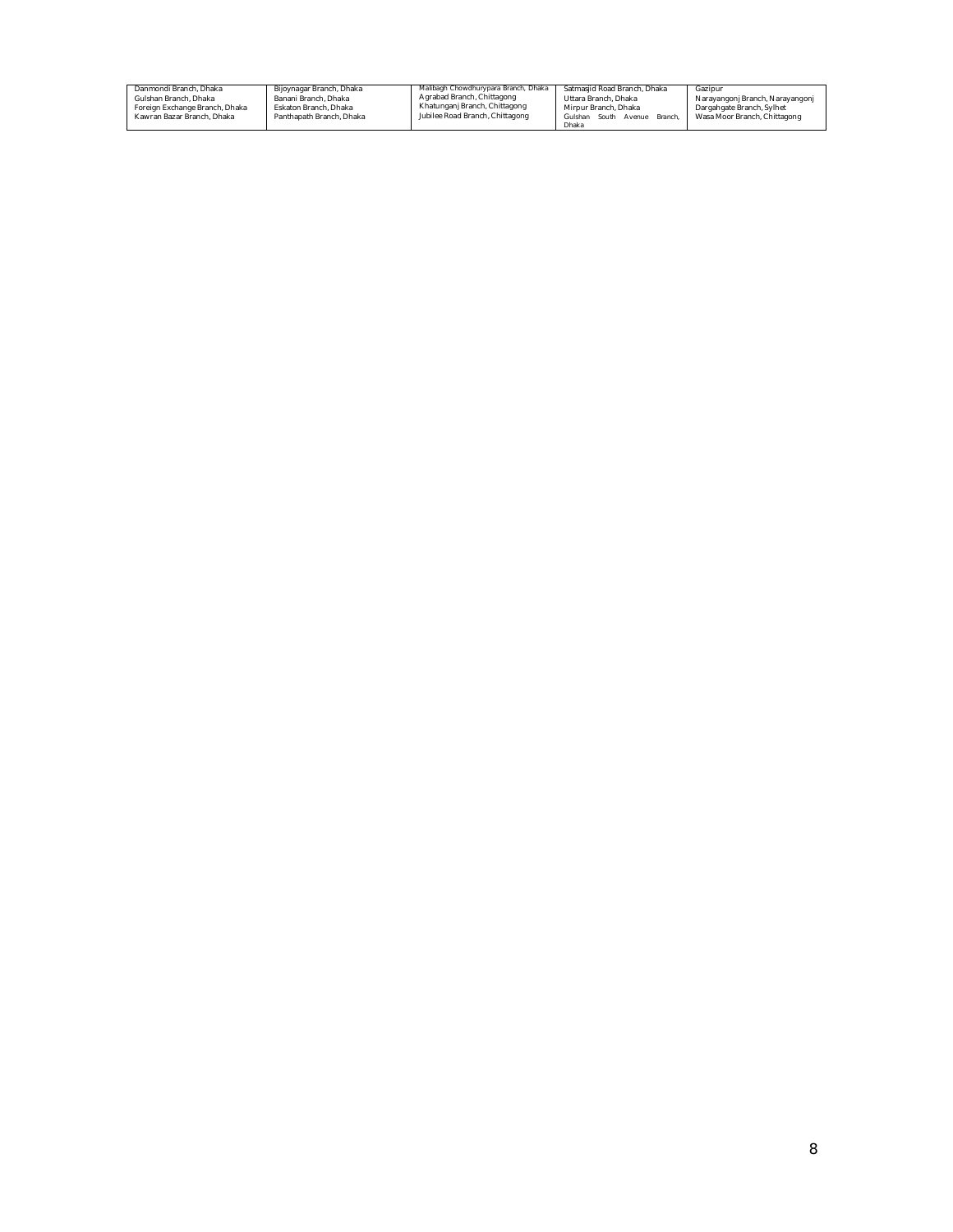| | | | | |
|---|---|---|---|---|
| Danmondi Branch, Dhaka<br>Gulshan Branch, Dhaka<br>Foreign Exchange Branch, Dhaka<br>Kawran Bazar Branch, Dhaka | Bijoynagar Branch, Dhaka<br>Banani Branch, Dhaka<br>Eskaton Branch, Dhaka<br>Panthapath Branch, Dhaka | Malibagh Chowdhurypara Branch, Dhaka<br>Agrabad Branch, Chittagong<br>Khatunganj Branch, Chittagong<br>Jubilee Road Branch, Chittagong | Satmasjid Road Branch, Dhaka<br>Uttara Branch, Dhaka<br>Mirpur Branch, Dhaka<br>Gulshan South Avenue Branch, Dhaka | Gazipur<br>Narayangonj Branch, Narayangonj<br>Dargahgate Branch, Sylhet<br>Wasa Moor Branch, Chittagong |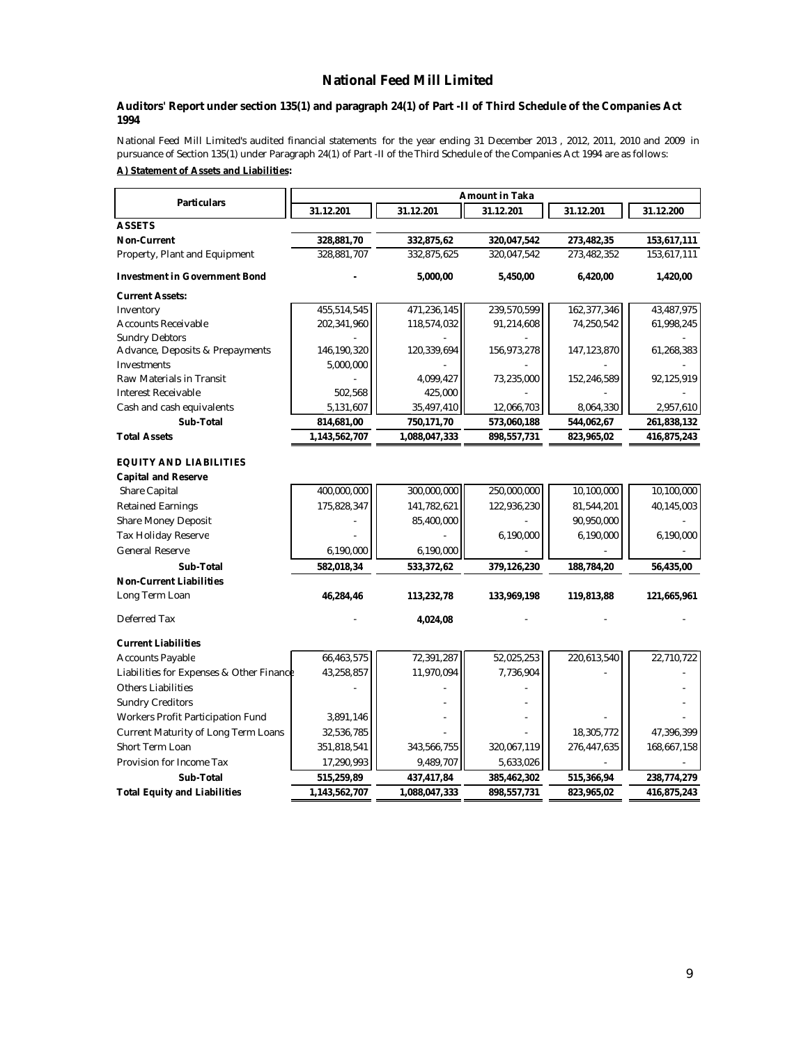# National Feed Mill Limited

### Auditors' Report under section 135(1) and paragraph 24(1) of Part -II of Third Schedule of the Companies Act 1994

National Feed Mill Limited's audited financial statements for the year ending 31 December 2013 , 2012, 2011, 2010 and 2009 in pursuance of Section 135(1) under Paragraph 24(1) of Part -II of the Third Schedule of the Companies Act 1994 are as follows:

**A) Statement of Assets and Liabilities:**

| Particulars | Amount in Taka | | | | |
|---|---|---|---|---|---|
| | 31.12.201 | 31.12.201 | 31.12.201 | 31.12.201 | 31.12.200 |
| **ASSETS** | | | | | |
| **Non-Current** | **328,881,70** | **332,875,62** | **320,047,542** | **273,482,35** | **153,617,111** |
| Property, Plant and Equipment | 328,881,707 | 332,875,625 | 320,047,542 | 273,482,352 | 153,617,111 |
| **Investment in Government Bond** | **-** | **5,000,00** | **5,450,00** | **6,420,00** | **1,420,00** |
| **Current Assets:** | | | | | |
| Inventory | 455,514,545 | 471,236,145 | 239,570,599 | 162,377,346 | 43,487,975 |
| Accounts Receivable | 202,341,960 | 118,574,032 | 91,214,608 | 74,250,542 | 61,998,245 |
| Sundry Debtors | - | - | | | - |
| Advance, Deposits & Prepayments | 146,190,320 | 120,339,694 | 156,973,278 | 147,123,870 | 61,268,383 |
| Investments | 5,000,000 | - | - | - | - |
| Raw Materials in Transit | - | 4,099,427 | 73,235,000 | 152,246,589 | 92,125,919 |
| Interest Receivable | 502,568 | 425,000 | - | - | - |
| Cash and cash equivalents | 5,131,607 | 35,497,410 | 12,066,703 | 8,064,330 | 2,957,610 |
| **Sub-Total** | **814,681,00** | **750,171,70** | **573,060,188** | **544,062,67** | **261,838,132** |
| **Total Assets** | **1,143,562,707** | **1,088,047,333** | **898,557,731** | **823,965,02** | **416,875,243** |
| **EQUITY AND LIABILITIES** | | | | | |
| **Capital and Reserve** | | | | | |
| Share Capital | 400,000,000 | 300,000,000 | 250,000,000 | 10,100,000 | 10,100,000 |
| Retained Earnings | 175,828,347 | 141,782,621 | 122,936,230 | 81,544,201 | 40,145,003 |
| Share Money Deposit | - | 85,400,000 | - | 90,950,000 | - |
| Tax Holiday Reserve | - | - | 6,190,000 | 6,190,000 | 6,190,000 |
| General Reserve | 6,190,000 | 6,190,000 | - | - | - |
| **Sub-Total** | **582,018,34** | **533,372,62** | **379,126,230** | **188,784,20** | **56,435,00** |
| **Non-Current Liabilities** | | | | | |
| Long Term Loan | **46,284,46** | **113,232,78** | **133,969,198** | **119,813,88** | **121,665,961** |
| Deferred Tax | - | **4,024,08** | - | - | - |
| **Current Liabilities** | | | | | |
| Accounts Payable | 66,463,575 | 72,391,287 | 52,025,253 | 220,613,540 | 22,710,722 |
| Liabilities for Expenses & Other Finance | 43,258,857 | 11,970,094 | 7,736,904 | - | - |
| Others Liabilities | - | - | - | | - |
| Sundry Creditors | | - | - | | - |
| Workers Profit Participation Fund | 3,891,146 | - | - | - | - |
| Current Maturity of Long Term Loans | 32,536,785 | - | - | 18,305,772 | 47,396,399 |
| Short Term Loan | 351,818,541 | 343,566,755 | 320,067,119 | 276,447,635 | 168,667,158 |
| Provision for Income Tax | 17,290,993 | 9,489,707 | 5,633,026 | - | - |
| **Sub-Total** | **515,259,89** | **437,417,84** | **385,462,302** | **515,366,94** | **238,774,279** |
| **Total Equity and Liabilities** | **1,143,562,707** | **1,088,047,333** | **898,557,731** | **823,965,02** | **416,875,243** |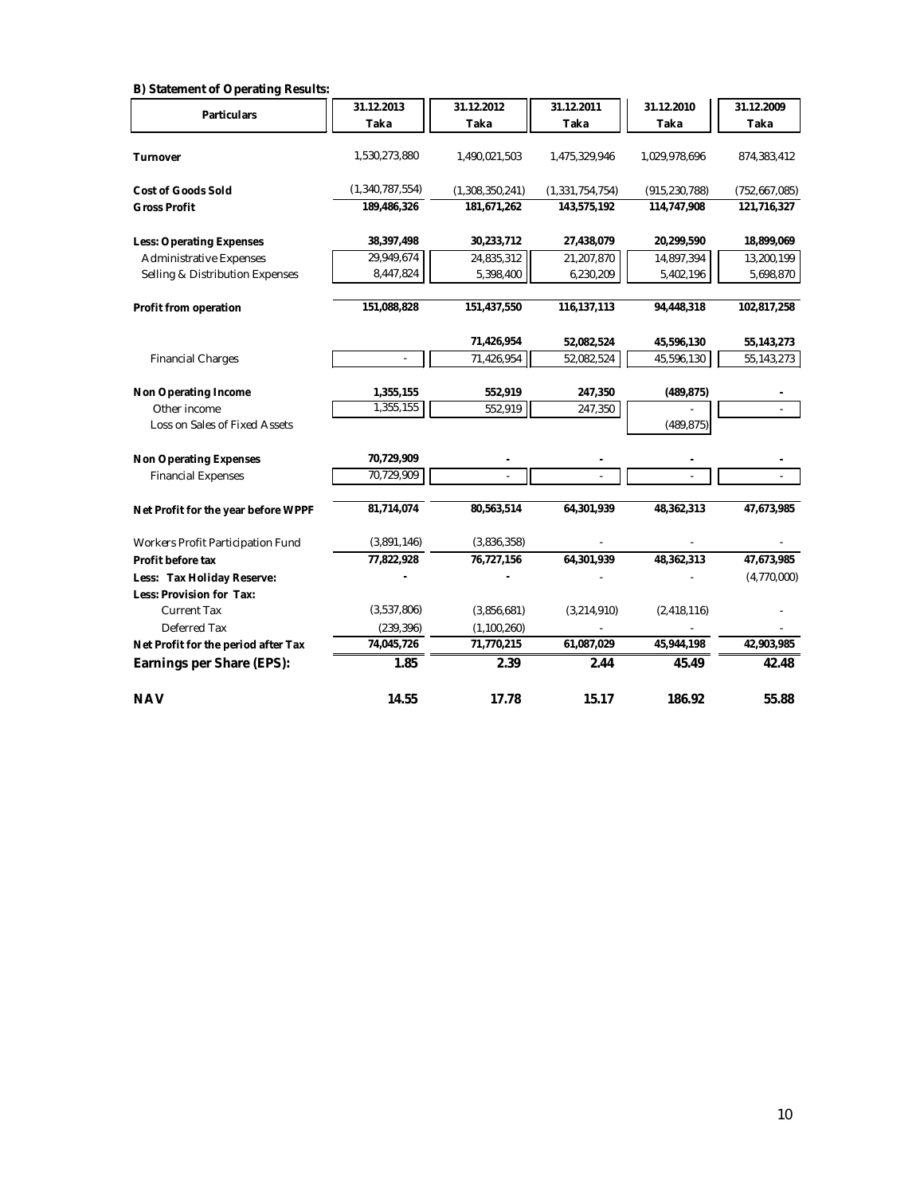**B) Statement of Operating Results:**

| Particulars | 31.12.2013 Taka | 31.12.2012 Taka | 31.12.2011 Taka | 31.12.2010 Taka | 31.12.2009 Taka |
|---|---|---|---|---|---|
| **Turnover** | 1,530,273,880 | 1,490,021,503 | 1,475,329,946 | 1,029,978,696 | 874,383,412 |
| **Cost of Goods Sold** | (1,340,787,554) | (1,308,350,241) | (1,331,754,754) | (915,230,788) | (752,667,085) |
| **Gross Profit** | **189,486,326** | **181,671,262** | **143,575,192** | **114,747,908** | **121,716,327** |
| **Less: Operating Expenses** | **38,397,498** | **30,233,712** | **27,438,079** | **20,299,590** | **18,899,069** |
| Administrative Expenses | 29,949,674 | 24,835,312 | 21,207,870 | 14,897,394 | 13,200,199 |
| Selling & Distribution Expenses | 8,447,824 | 5,398,400 | 6,230,209 | 5,402,196 | 5,698,870 |
| **Profit from operation** | **151,088,828** | **151,437,550** | **116,137,113** | **94,448,318** | **102,817,258** |
| | | **71,426,954** | **52,082,524** | **45,596,130** | **55,143,273** |
| Financial Charges | - | 71,426,954 | 52,082,524 | 45,596,130 | 55,143,273 |
| **Non Operating Income** | **1,355,155** | **552,919** | **247,350** | **(489,875)** | **-** |
| Other income | 1,355,155 | 552,919 | 247,350 | - | - |
| Loss on Sales of Fixed Assets | | | | (489,875) | |
| **Non Operating Expenses** | **70,729,909** | **-** | **-** | **-** | **-** |
| Financial Expenses | 70,729,909 | - | - | - | - |
| **Net Profit for the year before WPPF** | **81,714,074** | **80,563,514** | **64,301,939** | **48,362,313** | **47,673,985** |
| Workers Profit Participation Fund | (3,891,146) | (3,836,358) | - | - | - |
| **Profit before tax** | **77,822,928** | **76,727,156** | **64,301,939** | **48,362,313** | **47,673,985** |
| **Less: Tax Holiday Reserve:** | **-** | **-** | - | - | (4,770,000) |
| **Less: Provision for Tax:** | | | | | |
| Current Tax | (3,537,806) | (3,856,681) | (3,214,910) | (2,418,116) | - |
| Deferred Tax | (239,396) | (1,100,260) | - | - | - |
| **Net Profit for the period after Tax** | **74,045,726** | **71,770,215** | **61,087,029** | **45,944,198** | **42,903,985** |
| **Earnings per Share (EPS):** | **1.85** | **2.39** | **2.44** | **45.49** | **42.48** |
| **NAV** | **14.55** | **17.78** | **15.17** | **186.92** | **55.88** |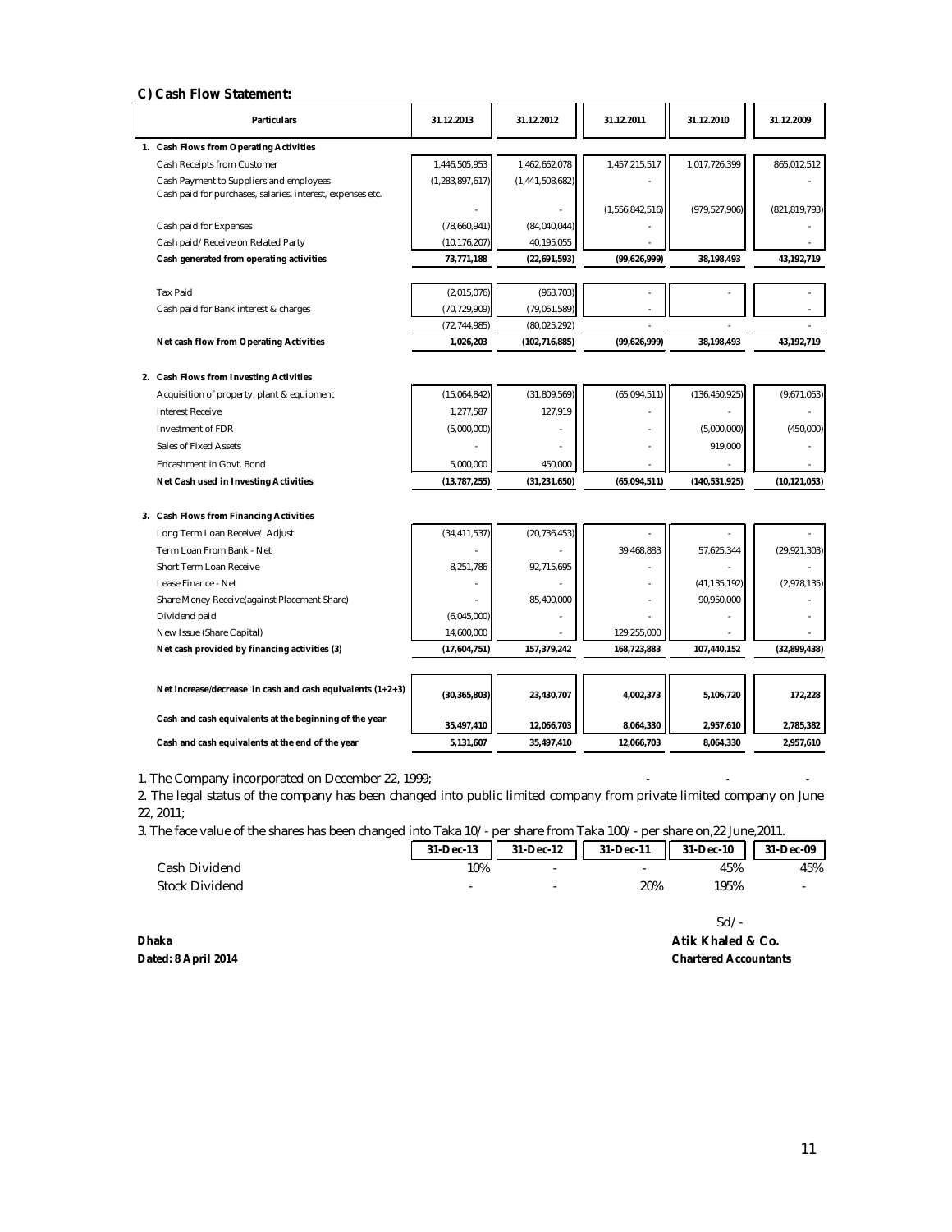### C) Cash Flow Statement:

| Particulars | 31.12.2013 | 31.12.2012 | 31.12.2011 | 31.12.2010 | 31.12.2009 |
|---|---|---|---|---|---|
| **1. Cash Flows from Operating Activities** | | | | | |
| Cash Receipts from Customer | 1,446,505,953 | 1,462,662,078 | 1,457,215,517 | 1,017,726,399 | 865,012,512 |
| Cash Payment to Suppliers and employees | (1,283,897,617) | (1,441,508,682) | - | | - |
| Cash paid for purchases, salaries, interest, expenses etc. | - | - | (1,556,842,516) | (979,527,906) | (821,819,793) |
| Cash paid for Expenses | (78,660,941) | (84,040,044) | - | | - |
| Cash paid/ Receive on Related Party | (10,176,207) | 40,195,055 | - | | - |
| **Cash generated from operating activities** | **73,771,188** | **(22,691,593)** | **(99,626,999)** | **38,198,493** | **43,192,719** |
| Tax Paid | (2,015,076) | (963,703) | - | - | - |
| Cash paid for Bank interest & charges | (70,729,909) | (79,061,589) | - | | - |
| | (72,744,985) | (80,025,292) | - | - | - |
| **Net cash flow from Operating Activities** | **1,026,203** | **(102,716,885)** | **(99,626,999)** | **38,198,493** | **43,192,719** |
| **2. Cash Flows from Investing Activities** | | | | | |
| Acquisition of property, plant & equipment | (15,064,842) | (31,809,569) | (65,094,511) | (136,450,925) | (9,671,053) |
| Interest Receive | 1,277,587 | 127,919 | - | | - |
| Investment of FDR | (5,000,000) | - | - | (5,000,000) | (450,000) |
| Sales of Fixed Assets | - | - | - | 919,000 | - |
| Encashment in Govt. Bond | 5,000,000 | 450,000 | - | - | - |
| **Net Cash used in Investing Activities** | **(13,787,255)** | **(31,231,650)** | **(65,094,511)** | **(140,531,925)** | **(10,121,053)** |
| **3. Cash Flows from Financing Activities** | | | | | |
| Long Term Loan Receive/ Adjust | (34,411,537) | (20,736,453) | - | - | - |
| Term Loan From Bank - Net | - | - | 39,468,883 | 57,625,344 | (29,921,303) |
| Short Term Loan Receive | 8,251,786 | 92,715,695 | - | - | - |
| Lease Finance - Net | - | - | - | (41,135,192) | (2,978,135) |
| Share Money Receive(against Placement Share) | - | 85,400,000 | - | 90,950,000 | - |
| Dividend paid | (6,045,000) | - | - | - | - |
| New Issue (Share Capital) | 14,600,000 | - | 129,255,000 | - | - |
| **Net cash provided by financing activities (3)** | **(17,604,751)** | **157,379,242** | **168,723,883** | **107,440,152** | **(32,899,438)** |
| **Net increase/decrease in cash and cash equivalents (1+2+3)** | **(30,365,803)** | **23,430,707** | **4,002,373** | **5,106,720** | **172,228** |
| **Cash and cash equivalents at the beginning of the year** | **35,497,410** | **12,066,703** | **8,064,330** | **2,957,610** | **2,785,382** |
| **Cash and cash equivalents at the end of the year** | **5,131,607** | **35,497,410** | **12,066,703** | **8,064,330** | **2,957,610** |

1. The Company incorporated on December 22, 1999;

2. The legal status of the company has been changed into public limited company from private limited company on June 22, 2011;

3. The face value of the shares has been changed into Taka 10/- per share from Taka 100/- per share on,22 June,2011.

| | 31-Dec-13 | 31-Dec-12 | 31-Dec-11 | 31-Dec-10 | 31-Dec-09 |
|---|---|---|---|---|---|
| Cash Dividend | 10% | - | - | 45% | 45% |
| Stock Dividend | - | - | 20% | 195% | - |

Sd/-

**Dhaka** **Atik Khaled & Co.**

**Dated: 8 April 2014** **Chartered Accountants**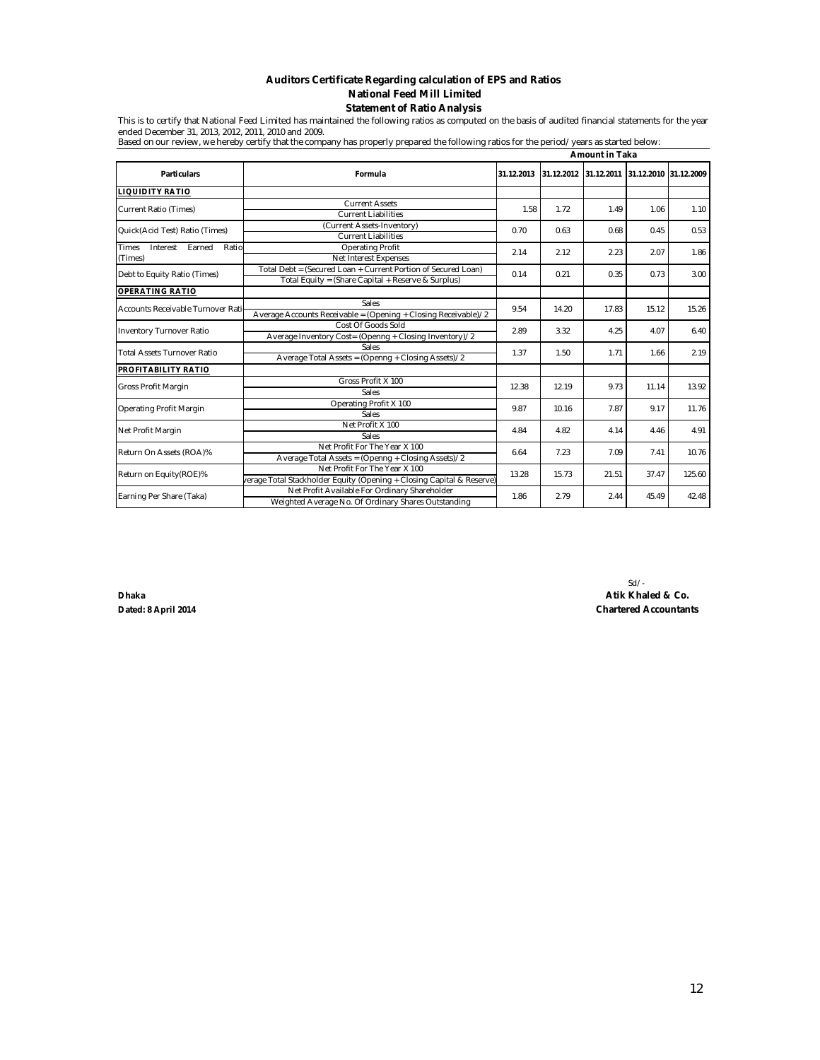**Auditors Certificate Regarding calculation of EPS and Ratios**

**National Feed Mill Limited**

**Statement of Ratio Analysis**

This is to certify that National Feed Limited has maintained the following ratios as computed on the basis of audited financial statements for the year ended December 31, 2013, 2012, 2011, 2010 and 2009.

Based on our review, we hereby certify that the company has properly prepared the following ratios for the period/years as started below:

**Amount in Taka**

| Particulars | Formula | 31.12.2013 | 31.12.2012 | 31.12.2011 | 31.12.2010 | 31.12.2009 |
|---|---|---|---|---|---|---|
| **LIQUIDITY RATIO** | | | | | | |
| Current Ratio (Times) | Current Assets / Current Liabilities | 1.58 | 1.72 | 1.49 | 1.06 | 1.10 |
| Quick(Acid Test) Ratio (Times) | (Current Assets-Inventory) / Current Liabilities | 0.70 | 0.63 | 0.68 | 0.45 | 0.53 |
| Times Interest Earned Ratio (Times) | Operating Profit / Net Interest Expenses | 2.14 | 2.12 | 2.23 | 2.07 | 1.86 |
| Debt to Equity Ratio (Times) | Total Debt = (Secured Loan + Current Portion of Secured Loan) / Total Equity = (Share Capital + Reserve & Surplus) | 0.14 | 0.21 | 0.35 | 0.73 | 3.00 |
| **OPERATING RATIO** | | | | | | |
| Accounts Receivable Turnover Rati | Sales / Average Accounts Receivable = (Opening + Closing Receivable)/2 | 9.54 | 14.20 | 17.83 | 15.12 | 15.26 |
| Inventory Turnover Ratio | Cost Of Goods Sold / Average Inventory Cost= (Openng + Closing Inventory)/2 | 2.89 | 3.32 | 4.25 | 4.07 | 6.40 |
| Total Assets Turnover Ratio | Sales / Average Total Assets = (Openng + Closing Assets)/2 | 1.37 | 1.50 | 1.71 | 1.66 | 2.19 |
| **PROFITABILITY RATIO** | | | | | | |
| Gross Profit Margin | Gross Profit X 100 / Sales | 12.38 | 12.19 | 9.73 | 11.14 | 13.92 |
| Operating Profit Margin | Operating Profit X 100 / Sales | 9.87 | 10.16 | 7.87 | 9.17 | 11.76 |
| Net Profit Margin | Net Profit X 100 / Sales | 4.84 | 4.82 | 4.14 | 4.46 | 4.91 |
| Return On Assets (ROA)% | Net Profit For The Year X 100 / Average Total Assets = (Openng + Closing Assets)/2 | 6.64 | 7.23 | 7.09 | 7.41 | 10.76 |
| Return on Equity(ROE)% | Net Profit For The Year X 100 / verage Total Stackholder Equity (Opening + Closing Capital & Reserve) | 13.28 | 15.73 | 21.51 | 37.47 | 125.60 |
| Earning Per Share (Taka) | Net Profit Available For Ordinary Shareholder / Weighted Average No. Of Ordinary Shares Outstanding | 1.86 | 2.79 | 2.44 | 45.49 | 42.48 |

Sd/-

**Atik Khaled & Co.**
**Chartered Accountants**

**Dhaka**
**Dated: 8 April 2014**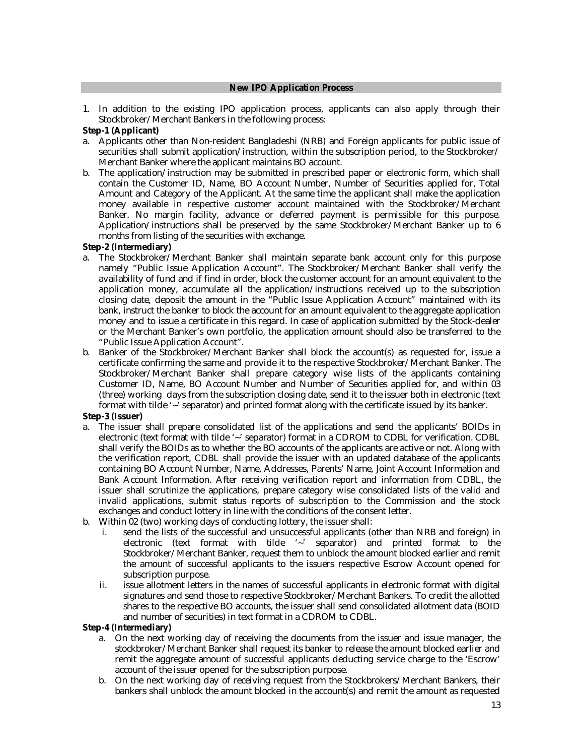## New IPO Application Process

1. In addition to the existing IPO application process, applicants can also apply through their Stockbroker/Merchant Bankers in the following process:

**Step-1 (Applicant)**

a. Applicants other than Non-resident Bangladeshi (NRB) and Foreign applicants for public issue of securities shall submit application/instruction, within the subscription period, to the Stockbroker/ Merchant Banker where the applicant maintains BO account.

b. The application/instruction may be submitted in prescribed paper or electronic form, which shall contain the Customer ID, Name, BO Account Number, Number of Securities applied for, Total Amount and Category of the Applicant. At the same time the applicant shall make the application money available in respective customer account maintained with the Stockbroker/Merchant Banker. No margin facility, advance or deferred payment is permissible for this purpose. Application/instructions shall be preserved by the same Stockbroker/Merchant Banker up to 6 months from listing of the securities with exchange.

**Step-2 (Intermediary)**

a. The Stockbroker/Merchant Banker shall maintain separate bank account only for this purpose namely "Public Issue Application Account". The Stockbroker/Merchant Banker shall verify the availability of fund and if find in order, block the customer account for an amount equivalent to the application money, accumulate all the application/instructions received up to the subscription closing date, deposit the amount in the "Public Issue Application Account" maintained with its bank, instruct the banker to block the account for an amount equivalent to the aggregate application money and to issue a certificate in this regard. In case of application submitted by the Stock-dealer or the Merchant Banker's own portfolio, the application amount should also be transferred to the "Public Issue Application Account".

b. Banker of the Stockbroker/Merchant Banker shall block the account(s) as requested for, issue a certificate confirming the same and provide it to the respective Stockbroker/Merchant Banker. The Stockbroker/Merchant Banker shall prepare category wise lists of the applicants containing Customer ID, Name, BO Account Number and Number of Securities applied for, and within 03 (three) working days from the subscription closing date, send it to the issuer both in electronic (text format with tilde '~' separator) and printed format along with the certificate issued by its banker.

**Step-3 (Issuer)**

a. The issuer shall prepare consolidated list of the applications and send the applicants' BOIDs in electronic (text format with tilde '~' separator) format in a CDROM to CDBL for verification. CDBL shall verify the BOIDs as to whether the BO accounts of the applicants are active or not. Along with the verification report, CDBL shall provide the issuer with an updated database of the applicants containing BO Account Number, Name, Addresses, Parents' Name, Joint Account Information and Bank Account Information. After receiving verification report and information from CDBL, the issuer shall scrutinize the applications, prepare category wise consolidated lists of the valid and invalid applications, submit status reports of subscription to the Commission and the stock exchanges and conduct lottery in line with the conditions of the consent letter.

b. Within 02 (two) working days of conducting lottery, the issuer shall:

   i. send the lists of the successful and unsuccessful applicants (other than NRB and foreign) in electronic (text format with tilde '~' separator) and printed format to the Stockbroker/Merchant Banker, request them to unblock the amount blocked earlier and remit the amount of successful applicants to the issuers respective Escrow Account opened for subscription purpose.

   ii. issue allotment letters in the names of successful applicants in electronic format with digital signatures and send those to respective Stockbroker/Merchant Bankers. To credit the allotted shares to the respective BO accounts, the issuer shall send consolidated allotment data (BOID and number of securities) in text format in a CDROM to CDBL.

**Step-4 (Intermediary)**

a. On the next working day of receiving the documents from the issuer and issue manager, the stockbroker/Merchant Banker shall request its banker to release the amount blocked earlier and remit the aggregate amount of successful applicants deducting service charge to the 'Escrow' account of the issuer opened for the subscription purpose.

b. On the next working day of receiving request from the Stockbrokers/Merchant Bankers, their bankers shall unblock the amount blocked in the account(s) and remit the amount as requested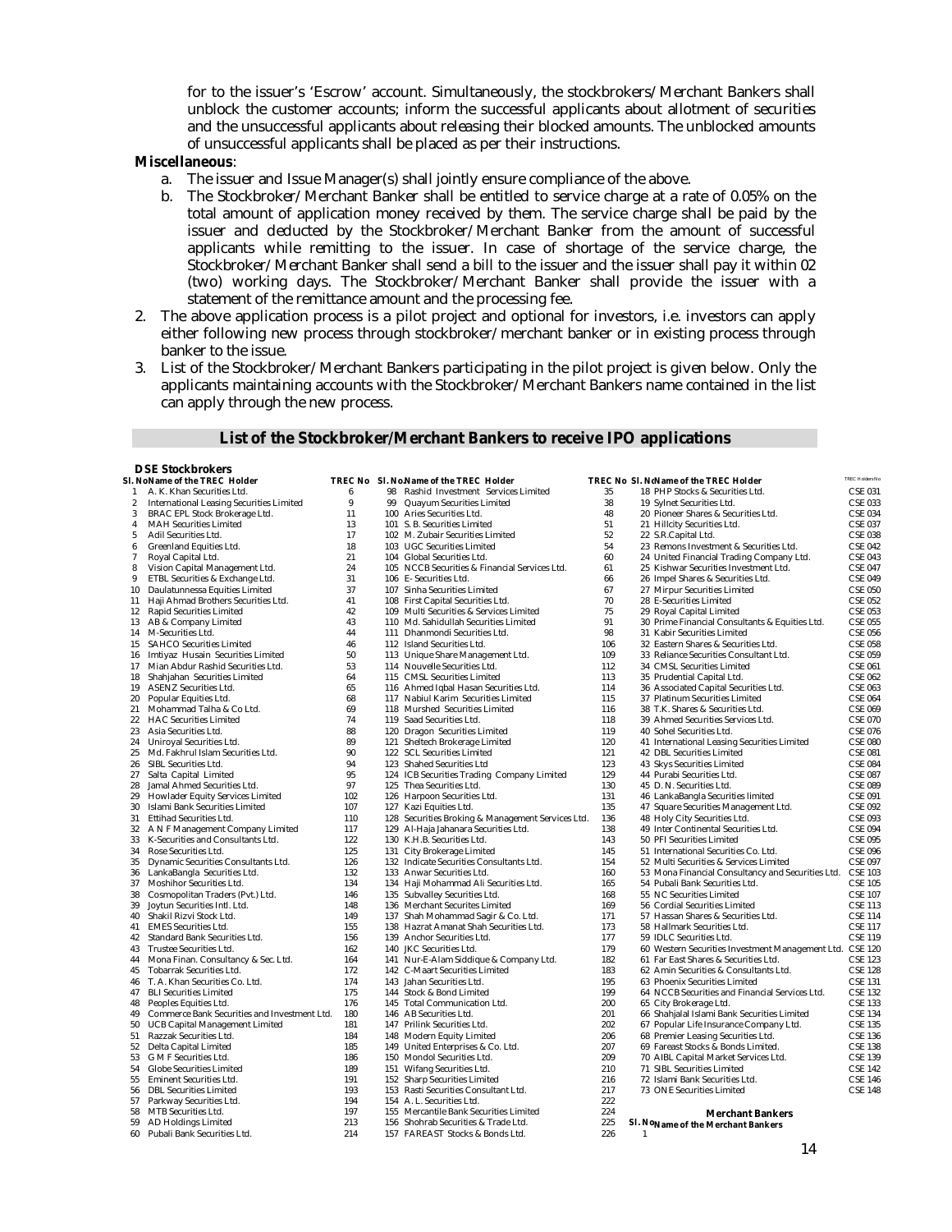for to the issuer's 'Escrow' account. Simultaneously, the stockbrokers/Merchant Bankers shall unblock the customer accounts; inform the successful applicants about allotment of securities and the unsuccessful applicants about releasing their blocked amounts. The unblocked amounts of unsuccessful applicants shall be placed as per their instructions.

**Miscellaneous**:

a. The issuer and Issue Manager(s) shall jointly ensure compliance of the above.

b. The Stockbroker/Merchant Banker shall be entitled to service charge at a rate of 0.05% on the total amount of application money received by them. The service charge shall be paid by the issuer and deducted by the Stockbroker/Merchant Banker from the amount of successful applicants while remitting to the issuer. In case of shortage of the service charge, the Stockbroker/Merchant Banker shall send a bill to the issuer and the issuer shall pay it within 02 (two) working days. The Stockbroker/Merchant Banker shall provide the issuer with a statement of the remittance amount and the processing fee.

2. The above application process is a pilot project and optional for investors, i.e. investors can apply either following new process through stockbroker/merchant banker or in existing process through banker to the issue.

3. List of the Stockbroker/Merchant Bankers participating in the pilot project is given below. Only the applicants maintaining accounts with the Stockbroker/Merchant Bankers name contained in the list can apply through the new process.

## List of the Stockbroker/Merchant Bankers to receive IPO applications

### DSE Stockbrokers

| Sl. No | Name of the TREC Holder | TREC No |
|---|---|---|
| 1 | A. K. Khan Securities Ltd. | 6 |
| 2 | International Leasing Securities Limited | 9 |
| 3 | BRAC EPL Stock Brokerage Ltd. | 11 |
| 4 | MAH Securities Limited | 13 |
| 5 | Adil Securities Ltd. | 17 |
| 6 | Greenland Equities Ltd. | 18 |
| 7 | Royal Capital Ltd. | 21 |
| 8 | Vision Capital Management Ltd. | 24 |
| 9 | ETBL Securities & Exchange Ltd. | 31 |
| 10 | Daulatunnessa Equities Limited | 37 |
| 11 | Haji Ahmad Brothers Securities Ltd. | 41 |
| 12 | Rapid Securities Limited | 42 |
| 13 | AB & Company Limited | 43 |
| 14 | M-Securities Ltd. | 44 |
| 15 | SAHCO Securities Limited | 46 |
| 16 | Imtiyaz Husain Securities Limited | 50 |
| 17 | Mian Abdur Rashid Securities Ltd. | 53 |
| 18 | Shahjahan Securities Limited | 64 |
| 19 | ASENZ Securities Ltd. | 65 |
| 20 | Popular Equities Ltd. | 68 |
| 21 | Mohammad Talha & Co Ltd. | 69 |
| 22 | HAC Securities Limited | 74 |
| 23 | Asia Securities Ltd. | 88 |
| 24 | Uniroyal Securities Ltd. | 89 |
| 25 | Md. Fakhrul Islam Securities Ltd. | 90 |
| 26 | SIBL Securities Ltd. | 94 |
| 27 | Salta Capital Limited | 95 |
| 28 | Jamal Ahmed Securities Ltd. | 97 |
| 29 | Howlader Equity Services Limited | 102 |
| 30 | Islami Bank Securities Limited | 107 |
| 31 | Ettihad Securities Ltd. | 110 |
| 32 | A N F Management Company Limited | 117 |
| 33 | K-Securities and Consultants Ltd. | 122 |
| 34 | Rose Securities Ltd. | 125 |
| 35 | Dynamic Securities Consultants Ltd. | 126 |
| 36 | LankaBangla Securities Ltd. | 132 |
| 37 | Moshihor Securities Ltd. | 134 |
| 38 | Cosmopolitan Traders (Pvt.) Ltd. | 146 |
| 39 | Joytun Securities Intl. Ltd. | 148 |
| 40 | Shakil Rizvi Stock Ltd. | 149 |
| 41 | EMES Securities Ltd. | 155 |
| 42 | Standard Bank Securities Ltd. | 156 |
| 43 | Trustee Securities Ltd. | 162 |
| 44 | Mona Finan. Consultancy & Sec. Ltd. | 164 |
| 45 | Tobarrak Securities Ltd. | 172 |
| 46 | T. A. Khan Securities Co. Ltd. | 174 |
| 47 | BLI Securities Limited | 175 |
| 48 | Peoples Equities Ltd. | 176 |
| 49 | Commerce Bank Securities and Investment Ltd. | 180 |
| 50 | UCB Capital Management Limited | 181 |
| 51 | Razzak Securities Ltd. | 184 |
| 52 | Delta Capital Limited | 185 |
| 53 | G M F Securities Ltd. | 186 |
| 54 | Globe Securities Limited | 189 |
| 55 | Eminent Securities Ltd. | 191 |
| 56 | DBL Securities Limited | 193 |
| 57 | Parkway Securities Ltd. | 194 |
| 58 | MTB Securities Ltd. | 197 |
| 59 | AD Holdings Limited | 213 |
| 60 | Pubali Bank Securities Ltd. | 214 |
| 98 | Rashid Investment Services Limited | 35 |
| 99 | Quayum Securities Limited | 38 |
| 100 | Aries Securities Ltd. | 48 |
| 101 | S. B. Securities Limited | 51 |
| 102 | M. Zubair Securities Limited | 52 |
| 103 | UGC Securities Limited | 54 |
| 104 | Global Securities Ltd. | 60 |
| 105 | NCCB Securities & Financial Services Ltd. | 61 |
| 106 | E- Securities Ltd. | 66 |
| 107 | Sinha Securities Limited | 67 |
| 108 | First Capital Securities Ltd. | 70 |
| 109 | Multi Securities & Services Limited | 75 |
| 110 | Md. Sahidullah Securities Limited | 91 |
| 111 | Dhanmondi Securities Ltd. | 98 |
| 112 | Island Securities Ltd. | 106 |
| 113 | Unique Share Management Ltd. | 109 |
| 114 | Nouvelle Securities Ltd. | 112 |
| 115 | CMSL Securities Limited | 113 |
| 116 | Ahmed Iqbal Hasan Securities Ltd. | 114 |
| 117 | Nabiul Karim Securities Limited | 115 |
| 118 | Murshed Securities Limited | 116 |
| 119 | Saad Securities Ltd. | 118 |
| 120 | Dragon Securities Limited | 119 |
| 121 | Sheltech Brokerage Limited | 120 |
| 122 | SCL Securities Limited | 121 |
| 123 | Shahed Securities Ltd | 123 |
| 124 | ICB Securities Trading Company Limited | 129 |
| 125 | Thea Securities Ltd. | 130 |
| 126 | Harpoon Securities Ltd. | 131 |
| 127 | Kazi Equities Ltd. | 135 |
| 128 | Securities Broking & Management Services Ltd. | 136 |
| 129 | Al-Haja Jahanara Securities Ltd. | 138 |
| 130 | K.H.B. Securities Ltd. | 143 |
| 131 | City Brokerage Limited | 145 |
| 132 | Indicate Securities Consultants Ltd. | 154 |
| 133 | Anwar Securities Ltd. | 160 |
| 134 | Haji Mohammad Ali Securities Ltd. | 165 |
| 135 | Subvalley Securities Ltd. | 168 |
| 136 | Merchant Securities Limited | 169 |
| 137 | Shah Mohammad Sagir & Co. Ltd. | 171 |
| 138 | Hazrat Amanat Shah Securities Ltd. | 173 |
| 139 | Anchor Securities Ltd. | 177 |
| 140 | JKC Securities Ltd. | 179 |
| 141 | Nur-E-Alam Siddique & Company Ltd. | 182 |
| 142 | C-Maart Securities Limited | 183 |
| 143 | Jahan Securities Ltd. | 195 |
| 144 | Stock & Bond Limited | 199 |
| 145 | Total Communication Ltd. | 200 |
| 146 | AB Securities Ltd. | 201 |
| 147 | Prilink Securities Ltd. | 202 |
| 148 | Modern Equity Limited | 206 |
| 149 | United Enterprises & Co. Ltd. | 207 |
| 150 | Mondol Securities Ltd. | 209 |
| 151 | Wifang Securities Ltd. | 210 |
| 152 | Sharp Securities Limited | 216 |
| 153 | Rasti Securities Consultant Ltd. | 217 |
| 154 | A. L. Securities Ltd. | 222 |
| 155 | Mercantile Bank Securities Limited | 224 |
| 156 | Shohrab Securities & Trade Ltd. | 225 |
| 157 | FAREAST Stocks & Bonds Ltd. | 226 |

| Sl. No | Name of the TREC Holder | TREC Holders No |
|---|---|---|
| 18 | PHP Stocks & Securities Ltd. | CSE 031 |
| 19 | Sylnet Securities Ltd. | CSE 033 |
| 20 | Pioneer Shares & Securities Ltd. | CSE 034 |
| 21 | Hillcity Securities Ltd. | CSE 037 |
| 22 | S.R.Capital Ltd. | CSE 038 |
| 23 | Remons Investment & Securities Ltd. | CSE 042 |
| 24 | United Financial Trading Company Ltd. | CSE 043 |
| 25 | Kishwar Securities Investment Ltd. | CSE 047 |
| 26 | Impel Shares & Securities Ltd. | CSE 049 |
| 27 | Mirpur Securities Limited | CSE 050 |
| 28 | E-Securities Limited | CSE 052 |
| 29 | Royal Capital Limited | CSE 053 |
| 30 | Prime Financial Consultants & Equities Ltd. | CSE 055 |
| 31 | Kabir Securities Limited | CSE 056 |
| 32 | Eastern Shares & Securities Ltd. | CSE 058 |
| 33 | Reliance Securities Consultant Ltd. | CSE 059 |
| 34 | CMSL Securities Limited | CSE 061 |
| 35 | Prudential Capital Ltd. | CSE 062 |
| 36 | Associated Capital Securities Ltd. | CSE 063 |
| 37 | Platinum Securities Limited | CSE 064 |
| 38 | T.K. Shares & Securities Ltd. | CSE 069 |
| 39 | Ahmed Securities Services Ltd. | CSE 070 |
| 40 | Sohel Securities Ltd. | CSE 076 |
| 41 | International Leasing Securities Limited | CSE 080 |
| 42 | DBL Securities Limited | CSE 081 |
| 43 | Skys Securities Limited | CSE 084 |
| 44 | Purabi Securities Ltd. | CSE 087 |
| 45 | D. N. Securities Ltd. | CSE 089 |
| 46 | LankaBangla Securities limited | CSE 091 |
| 47 | Square Securities Management Ltd. | CSE 092 |
| 48 | Holy City Securities Ltd. | CSE 093 |
| 49 | Inter Continental Securities Ltd. | CSE 094 |
| 50 | PFI Securities Limited | CSE 095 |
| 51 | International Securities Co. Ltd. | CSE 096 |
| 52 | Multi Securities & Services Limited | CSE 097 |
| 53 | Mona Financial Consultancy and Securities Ltd. | CSE 103 |
| 54 | Pubali Bank Securities Ltd. | CSE 105 |
| 55 | NC Securities Limited | CSE 107 |
| 56 | Cordial Securities Limited | CSE 113 |
| 57 | Hassan Shares & Securities Ltd. | CSE 114 |
| 58 | Hallmark Securities Ltd. | CSE 117 |
| 59 | IDLC Securities Ltd. | CSE 119 |
| 60 | Western Securities Investment Management Ltd. | CSE 120 |
| 61 | Far East Shares & Securities Ltd. | CSE 123 |
| 62 | Amin Securities & Consultants Ltd. | CSE 128 |
| 63 | Phoenix Securities Limited | CSE 131 |
| 64 | NCCB Securities and Financial Services Ltd. | CSE 132 |
| 65 | City Brokerage Ltd. | CSE 133 |
| 66 | Shahjalal Islami Bank Securities Limited | CSE 134 |
| 67 | Popular Life Insurance Company Ltd. | CSE 135 |
| 68 | Premier Leasing Securities Ltd. | CSE 136 |
| 69 | Fareast Stocks & Bonds Limited. | CSE 138 |
| 70 | AIBL Capital Market Services Ltd. | CSE 139 |
| 71 | SIBL Securities Limited | CSE 142 |
| 72 | Islami Bank Securities Ltd. | CSE 146 |
| 73 | ONE Securities Limited | CSE 148 |

### Merchant Bankers

| Sl. No | Name of the Merchant Bankers |
|---|---|
| 1 | |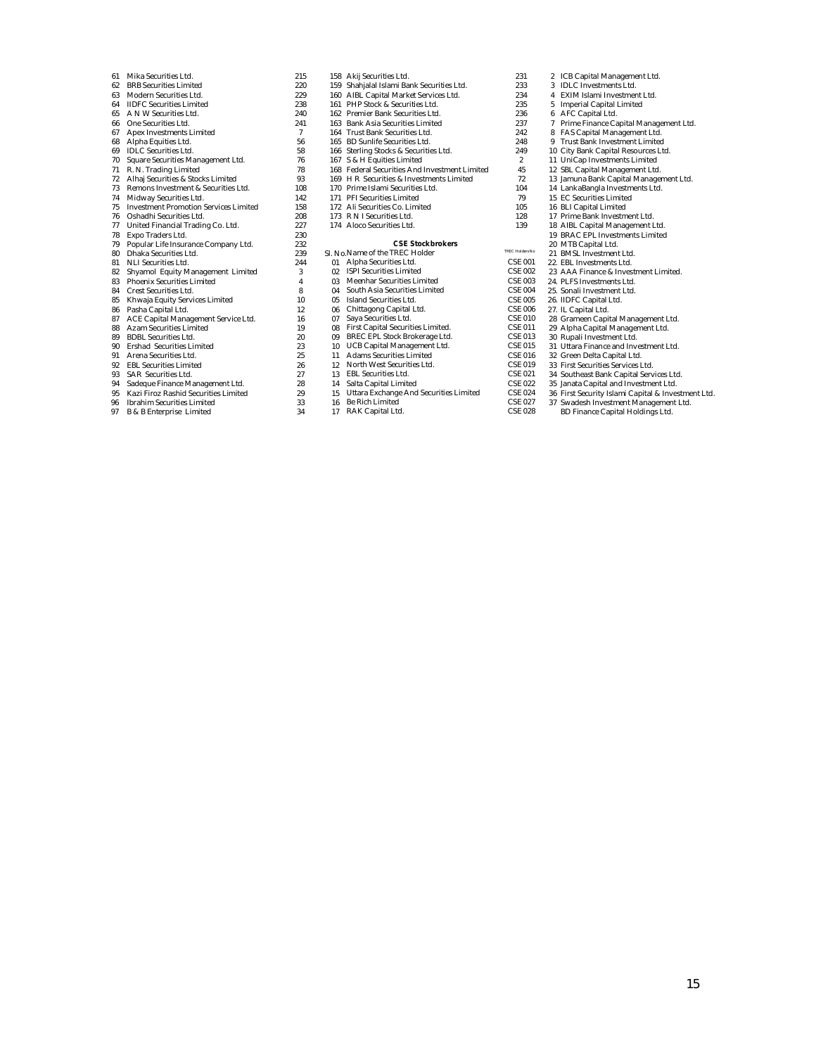| | | |
|---|---|---|
| 61 | Mika Securities Ltd. | 215 |
| 62 | BRB Securities Limited | 220 |
| 63 | Modern Securities Ltd. | 229 |
| 64 | IIDFC Securities Limited | 238 |
| 65 | A N W Securities Ltd. | 240 |
| 66 | One Securities Ltd. | 241 |
| 67 | Apex Investments Limited | 7 |
| 68 | Alpha Equities Ltd. | 56 |
| 69 | IDLC Securities Ltd. | 58 |
| 70 | Square Securities Management Ltd. | 76 |
| 71 | R. N. Trading Limited | 78 |
| 72 | Alhaj Securities & Stocks Limited | 93 |
| 73 | Remons Investment & Securities Ltd. | 108 |
| 74 | Midway Securities Ltd. | 142 |
| 75 | Investment Promotion Services Limited | 158 |
| 76 | Oshadhi Securities Ltd. | 208 |
| 77 | United Financial Trading Co. Ltd. | 227 |
| 78 | Expo Traders Ltd. | 230 |
| 79 | Popular Life Insurance Company Ltd. | 232 |
| 80 | Dhaka Securities Ltd. | 239 |
| 81 | NLI Securities Ltd. | 244 |
| 82 | Shyamol Equity Management Limited | 3 |
| 83 | Phoenix Securities Limited | 4 |
| 84 | Crest Securities Ltd. | 8 |
| 85 | Khwaja Equity Services Limited | 10 |
| 86 | Pasha Capital Ltd. | 12 |
| 87 | ACE Capital Management Service Ltd. | 16 |
| 88 | Azam Securities Limited | 19 |
| 89 | BDBL Securities Ltd. | 20 |
| 90 | Ershad Securities Limited | 23 |
| 91 | Arena Securities Ltd. | 25 |
| 92 | EBL Securities Limited | 26 |
| 93 | SAR Securities Ltd. | 27 |
| 94 | Sadeque Finance Management Ltd. | 28 |
| 95 | Kazi Firoz Rashid Securities Limited | 29 |
| 96 | Ibrahim Securities Limited | 33 |
| 97 | B & B Enterprise Limited | 34 |
| 158 | Akij Securities Ltd. | 231 |
| 159 | Shahjalal Islami Bank Securities Ltd. | 233 |
| 160 | AIBL Capital Market Services Ltd. | 234 |
| 161 | PHP Stock & Securities Ltd. | 235 |
| 162 | Premier Bank Securities Ltd. | 236 |
| 163 | Bank Asia Securities Limited | 237 |
| 164 | Trust Bank Securities Ltd. | 242 |
| 165 | BD Sunlife Securities Ltd. | 248 |
| 166 | Sterling Stocks & Securities Ltd. | 249 |
| 167 | S & H Equities Limited | 2 |
| 168 | Federal Securities And Investment Limited | 45 |
| 169 | H R Securities & Investments Limited | 72 |
| 170 | Prime Islami Securities Ltd. | 104 |
| 171 | PFI Securities Limited | 79 |
| 172 | Ali Securities Co. Limited | 105 |
| 173 | R N I Securities Ltd. | 128 |
| 174 | Aloco Securities Ltd. | 139 |

**CSE Stockbrokers**

| Sl. No. | Name of the TREC Holder | TREC Holders No |
|---|---|---|
| 01 | Alpha Securities Ltd. | CSE 001 |
| 02 | ISPI Securities Limited | CSE 002 |
| 03 | Meenhar Securities Limited | CSE 003 |
| 04 | South Asia Securities Limited | CSE 004 |
| 05 | Island Securities Ltd. | CSE 005 |
| 06 | Chittagong Capital Ltd. | CSE 006 |
| 07 | Saya Securities Ltd. | CSE 010 |
| 08 | First Capital Securities Limited. | CSE 011 |
| 09 | BREC EPL Stock Brokerage Ltd. | CSE 013 |
| 10 | UCB Capital Management Ltd. | CSE 015 |
| 11 | Adams Securities Limited | CSE 016 |
| 12 | North West Securities Ltd. | CSE 019 |
| 13 | EBL Securities Ltd. | CSE 021 |
| 14 | Salta Capital Limited | CSE 022 |
| 15 | Uttara Exchange And Securities Limited | CSE 024 |
| 16 | Be Rich Limited | CSE 027 |
| 17 | RAK Capital Ltd. | CSE 028 |

2 ICB Capital Management Ltd.
3 IDLC Investments Ltd.
4 EXIM Islami Investment Ltd.
5 Imperial Capital Limited
6 AFC Capital Ltd.
7 Prime Finance Capital Management Ltd.
8 FAS Capital Management Ltd.
9 Trust Bank Investment Limited
10 City Bank Capital Resources Ltd.
11 UniCap Investments Limited
12 SBL Capital Management Ltd.
13 Jamuna Bank Capital Management Ltd.
14 LankaBangla Investments Ltd.
15 EC Securities Limited
16 BLI Capital Limited
17 Prime Bank Investment Ltd.
18 AIBL Capital Management Ltd.
19 BRAC EPL Investments Limited
20 MTB Capital Ltd.
21 BMSL Investment Ltd.
22. EBL Investments Ltd.
23 AAA Finance & Investment Limited.
24. PLFS Investments Ltd.
25. Sonali Investment Ltd.
26. IIDFC Capital Ltd.
27. IL Capital Ltd.
28 Grameen Capital Management Ltd.
29 Alpha Capital Management Ltd.
30 Rupali Investment Ltd.
31 Uttara Finance and Investment Ltd.
32 Green Delta Capital Ltd.
33 First Securities Services Ltd.
34 Southeast Bank Capital Services Ltd.
35 Janata Capital and Investment Ltd.
36 First Security Islami Capital & Investment Ltd.
37 Swadesh Investment Management Ltd.
BD Finance Capital Holdings Ltd.